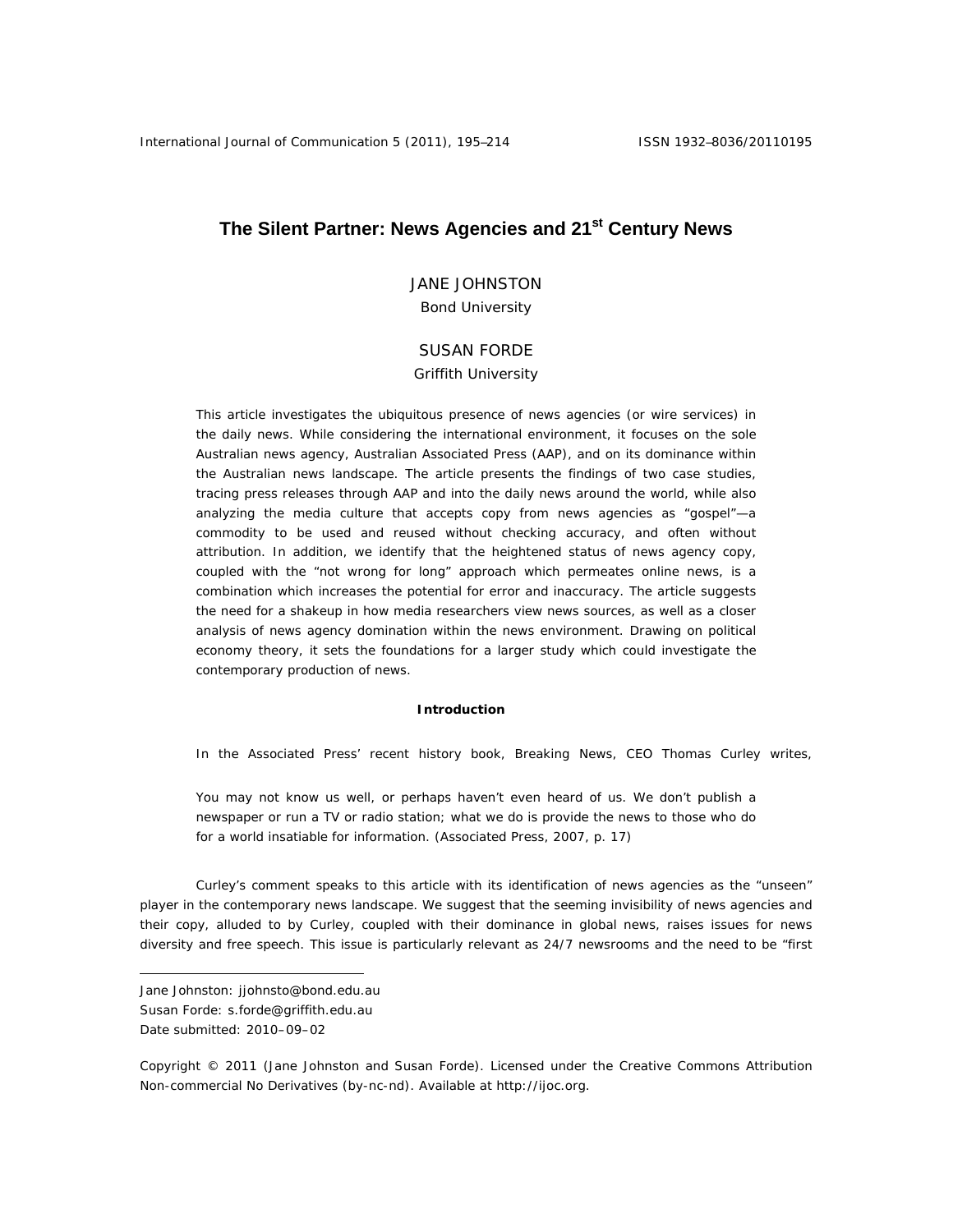# The Silent Partner: News Agencies and 21st Century News

JANE JOHNSTON
Bond University

SUSAN FORDE
Griffith University

This article investigates the ubiquitous presence of news agencies (or wire services) in the daily news. While considering the international environment, it focuses on the sole Australian news agency, Australian Associated Press (AAP), and on its dominance within the Australian news landscape. The article presents the findings of two case studies, tracing press releases through AAP and into the daily news around the world, while also analyzing the media culture that accepts copy from news agencies as "gospel"—a commodity to be used and reused without checking accuracy, and often without attribution. In addition, we identify that the heightened status of news agency copy, coupled with the "not wrong for long" approach which permeates online news, is a combination which increases the potential for error and inaccuracy. The article suggests the need for a shakeup in how media researchers view news sources, as well as a closer analysis of news agency domination within the news environment. Drawing on political economy theory, it sets the foundations for a larger study which could investigate the contemporary production of news.

## Introduction

In the Associated Press' recent history book, Breaking News, CEO Thomas Curley writes,

> You may not know us well, or perhaps haven't even heard of us. We don't publish a newspaper or run a TV or radio station; what we do is provide the news to those who do for a world insatiable for information. (Associated Press, 2007, p. 17)

Curley's comment speaks to this article with its identification of news agencies as the "unseen" player in the contemporary news landscape. We suggest that the seeming invisibility of news agencies and their copy, alluded to by Curley, coupled with their dominance in global news, raises issues for news diversity and free speech. This issue is particularly relevant as 24/7 newsrooms and the need to be "first

---

Jane Johnston: jjohnsto@bond.edu.au
Susan Forde: s.forde@griffith.edu.au
Date submitted: 2010–09–02

Copyright © 2011 (Jane Johnston and Susan Forde). Licensed under the Creative Commons Attribution Non-commercial No Derivatives (by-nc-nd). Available at http://ijoc.org.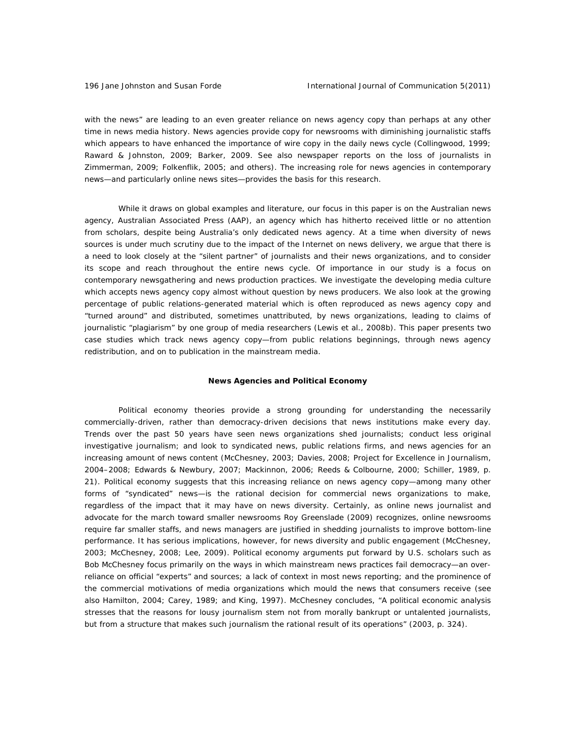with the news" are leading to an even greater reliance on news agency copy than perhaps at any other time in news media history. News agencies provide copy for newsrooms with diminishing journalistic staffs which appears to have enhanced the importance of wire copy in the daily news cycle (Collingwood, 1999; Raward & Johnston, 2009; Barker, 2009. See also newspaper reports on the loss of journalists in Zimmerman, 2009; Folkenflik, 2005; and others). The increasing role for news agencies in contemporary news—and particularly online news sites—provides the basis for this research.

While it draws on global examples and literature, our focus in this paper is on the Australian news agency, Australian Associated Press (AAP), an agency which has hitherto received little or no attention from scholars, despite being Australia's only dedicated news agency. At a time when diversity of news sources is under much scrutiny due to the impact of the Internet on news delivery, we argue that there is a need to look closely at the "silent partner" of journalists and their news organizations, and to consider its scope and reach throughout the entire news cycle. Of importance in our study is a focus on contemporary newsgathering and news production practices. We investigate the developing media culture which accepts news agency copy almost without question by news producers. We also look at the growing percentage of public relations-generated material which is often reproduced as news agency copy and "turned around" and distributed, sometimes unattributed, by news organizations, leading to claims of journalistic "plagiarism" by one group of media researchers (Lewis et al., 2008b). This paper presents two case studies which track news agency copy—from public relations beginnings, through news agency redistribution, and on to publication in the mainstream media.

## News Agencies and Political Economy

Political economy theories provide a strong grounding for understanding the necessarily commercially-driven, rather than democracy-driven decisions that news institutions make every day. Trends over the past 50 years have seen news organizations shed journalists; conduct less original investigative journalism; and look to syndicated news, public relations firms, and news agencies for an increasing amount of news content (McChesney, 2003; Davies, 2008; Project for Excellence in Journalism, 2004–2008; Edwards & Newbury, 2007; Mackinnon, 2006; Reeds & Colbourne, 2000; Schiller, 1989, p. 21). Political economy suggests that this increasing reliance on news agency copy—among many other forms of "syndicated" news—is the rational decision for commercial news organizations to make, regardless of the impact that it may have on news diversity. Certainly, as online news journalist and advocate for the march toward smaller newsrooms Roy Greenslade (2009) recognizes, online newsrooms require far smaller staffs, and news managers are justified in shedding journalists to improve bottom-line performance. It has serious implications, however, for news diversity and public engagement (McChesney, 2003; McChesney, 2008; Lee, 2009). Political economy arguments put forward by U.S. scholars such as Bob McChesney focus primarily on the ways in which mainstream news practices fail democracy—an over-reliance on official "experts" and sources; a lack of context in most news reporting; and the prominence of the commercial motivations of media organizations which mould the news that consumers receive (see also Hamilton, 2004; Carey, 1989; and King, 1997). McChesney concludes, "A political economic analysis stresses that the reasons for lousy journalism stem not from morally bankrupt or untalented journalists, but from a structure that makes such journalism the rational result of its operations" (2003, p. 324).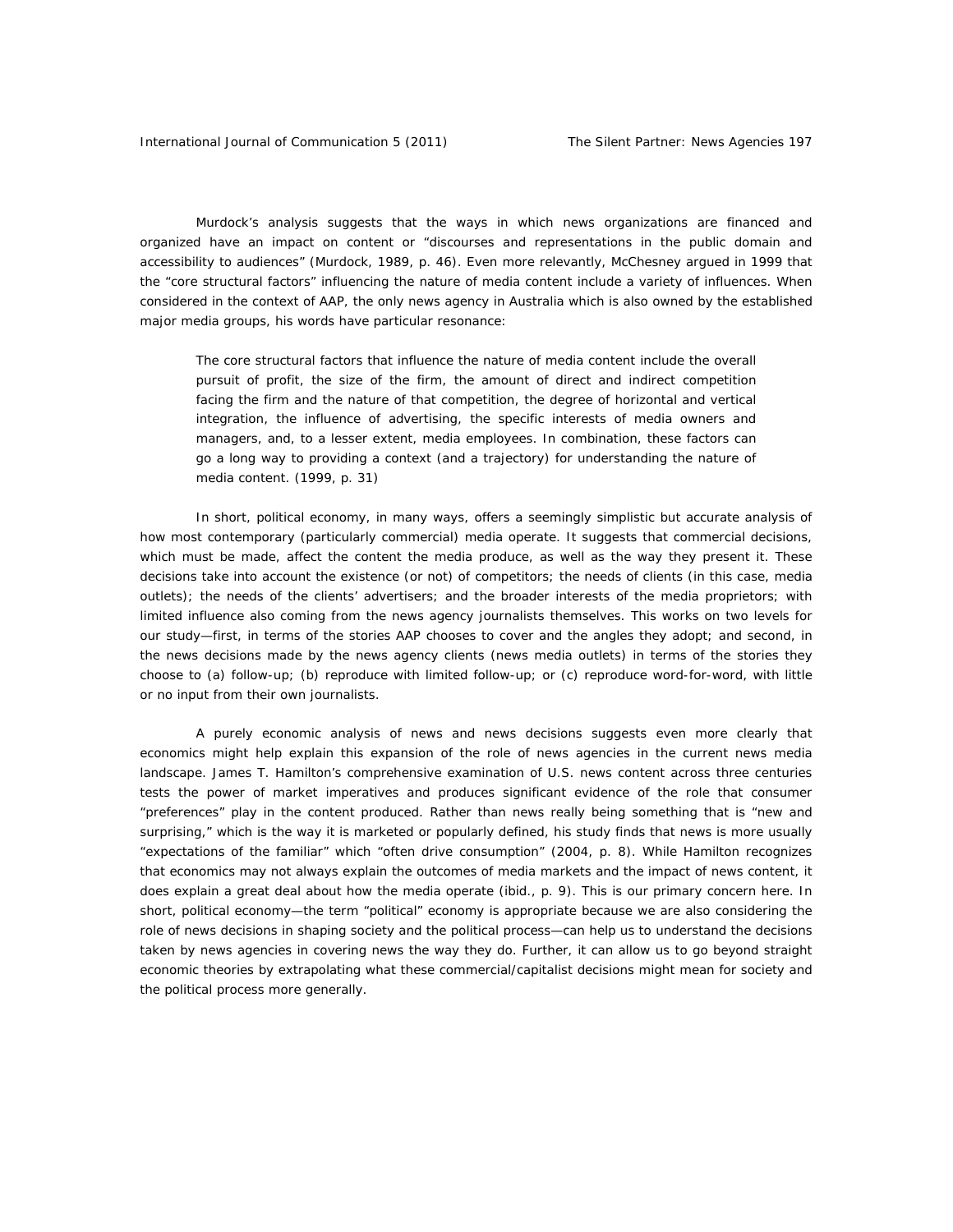Murdock's analysis suggests that the ways in which news organizations are financed and organized have an impact on content or "discourses and representations in the public domain and accessibility to audiences" (Murdock, 1989, p. 46). Even more relevantly, McChesney argued in 1999 that the "core structural factors" influencing the nature of media content include a variety of influences. When considered in the context of AAP, the only news agency in Australia which is also owned by the established major media groups, his words have particular resonance:

> The core structural factors that influence the nature of media content include the overall pursuit of profit, the size of the firm, the amount of direct and indirect competition facing the firm and the nature of that competition, the degree of horizontal and vertical integration, the influence of advertising, the specific interests of media owners and managers, and, to a lesser extent, media employees. In combination, these factors can go a long way to providing a context (and a trajectory) for understanding the nature of media content. (1999, p. 31)

In short, political economy, in many ways, offers a seemingly simplistic but accurate analysis of how most contemporary (particularly commercial) media operate. It suggests that commercial decisions, which must be made, affect the content the media produce, as well as the way they present it. These decisions take into account the existence (or not) of competitors; the needs of clients (in this case, media outlets); the needs of the clients' advertisers; and the broader interests of the media proprietors; with limited influence also coming from the news agency journalists themselves. This works on two levels for our study—first, in terms of the stories AAP chooses to cover and the angles they adopt; and second, in the news decisions made by the news agency clients (news media outlets) in terms of the stories they choose to (a) follow-up; (b) reproduce with limited follow-up; or (c) reproduce word-for-word, with little or no input from their own journalists.

A purely economic analysis of news and news decisions suggests even more clearly that economics might help explain this expansion of the role of news agencies in the current news media landscape. James T. Hamilton's comprehensive examination of U.S. news content across three centuries tests the power of market imperatives and produces significant evidence of the role that consumer "preferences" play in the content produced. Rather than news really being something that is "new and surprising," which is the way it is marketed or popularly defined, his study finds that news is more usually "expectations of the familiar" which "often drive consumption" (2004, p. 8). While Hamilton recognizes that economics may not always explain the outcomes of media markets and the impact of news content, it does explain a great deal about how the media operate (ibid., p. 9). This is our primary concern here. In short, political economy—the term "political" economy is appropriate because we are also considering the role of news decisions in shaping society and the political process—can help us to understand the decisions taken by news agencies in covering news the way they do. Further, it can allow us to go beyond straight economic theories by extrapolating what these commercial/capitalist decisions might mean for society and the political process more generally.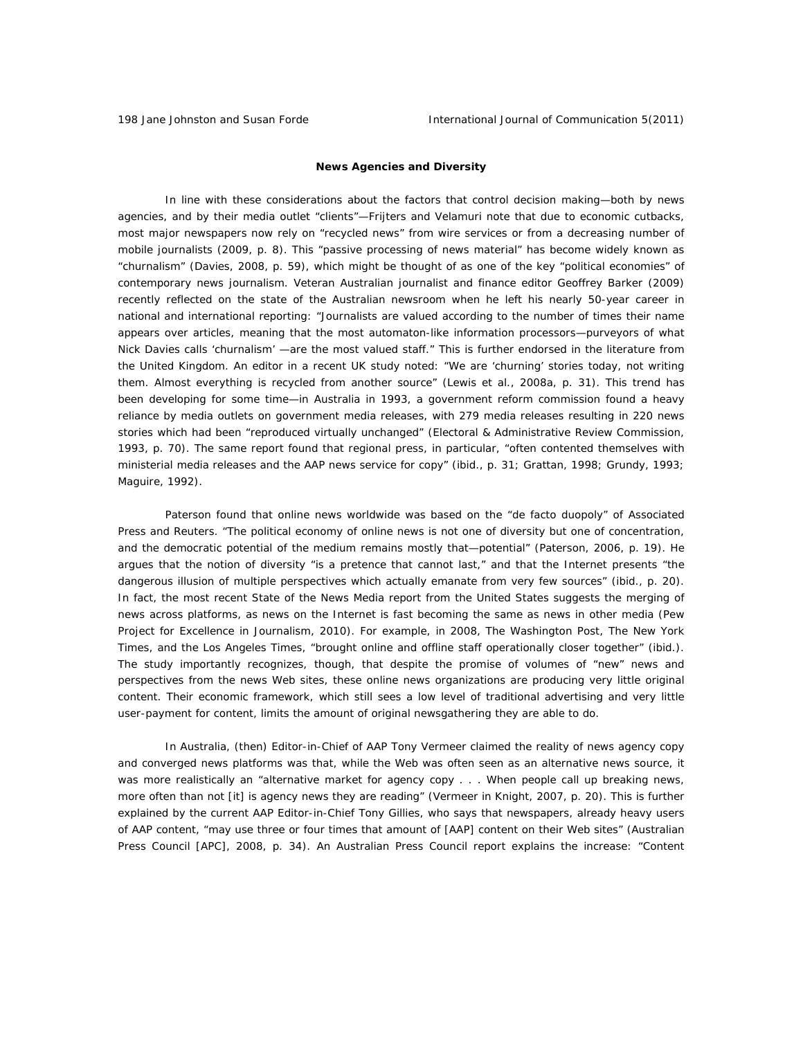## News Agencies and Diversity

In line with these considerations about the factors that control decision making—both by news agencies, and by their media outlet "clients"—Frijters and Velamuri note that due to economic cutbacks, most major newspapers now rely on "recycled news" from wire services or from a decreasing number of mobile journalists (2009, p. 8). This "passive processing of news material" has become widely known as "churnalism" (Davies, 2008, p. 59), which might be thought of as one of the key "political economies" of contemporary news journalism. Veteran Australian journalist and finance editor Geoffrey Barker (2009) recently reflected on the state of the Australian newsroom when he left his nearly 50-year career in national and international reporting: "Journalists are valued according to the number of times their name appears over articles, meaning that the most automaton-like information processors—purveyors of what Nick Davies calls 'churnalism' —are the most valued staff." This is further endorsed in the literature from the United Kingdom. An editor in a recent UK study noted: "We are 'churning' stories today, not writing them. Almost everything is recycled from another source" (Lewis et al., 2008a, p. 31). This trend has been developing for some time—in Australia in 1993, a government reform commission found a heavy reliance by media outlets on government media releases, with 279 media releases resulting in 220 news stories which had been "reproduced virtually unchanged" (Electoral & Administrative Review Commission, 1993, p. 70). The same report found that regional press, in particular, "often contented themselves with ministerial media releases and the AAP news service for copy" (ibid., p. 31; Grattan, 1998; Grundy, 1993; Maguire, 1992).

Paterson found that online news worldwide was based on the "de facto duopoly" of Associated Press and Reuters. "The political economy of online news is not one of diversity but one of concentration, and the democratic potential of the medium remains mostly that—potential" (Paterson, 2006, p. 19). He argues that the notion of diversity "is a pretence that cannot last," and that the Internet presents "the dangerous illusion of multiple perspectives which actually emanate from very few sources" (ibid., p. 20). In fact, the most recent State of the News Media report from the United States suggests the merging of news across platforms, as news on the Internet is fast becoming the same as news in other media (Pew Project for Excellence in Journalism, 2010). For example, in 2008, The Washington Post, The New York Times, and the Los Angeles Times, "brought online and offline staff operationally closer together" (ibid.). The study importantly recognizes, though, that despite the promise of volumes of "new" news and perspectives from the news Web sites, these online news organizations are producing very little original content. Their economic framework, which still sees a low level of traditional advertising and very little user-payment for content, limits the amount of original newsgathering they are able to do.

In Australia, (then) Editor-in-Chief of AAP Tony Vermeer claimed the reality of news agency copy and converged news platforms was that, while the Web was often seen as an alternative news source, it was more realistically an "alternative market for agency copy . . . When people call up breaking news, more often than not [it] is agency news they are reading" (Vermeer in Knight, 2007, p. 20). This is further explained by the current AAP Editor-in-Chief Tony Gillies, who says that newspapers, already heavy users of AAP content, "may use three or four times that amount of [AAP] content on their Web sites" (Australian Press Council [APC], 2008, p. 34). An Australian Press Council report explains the increase: "Content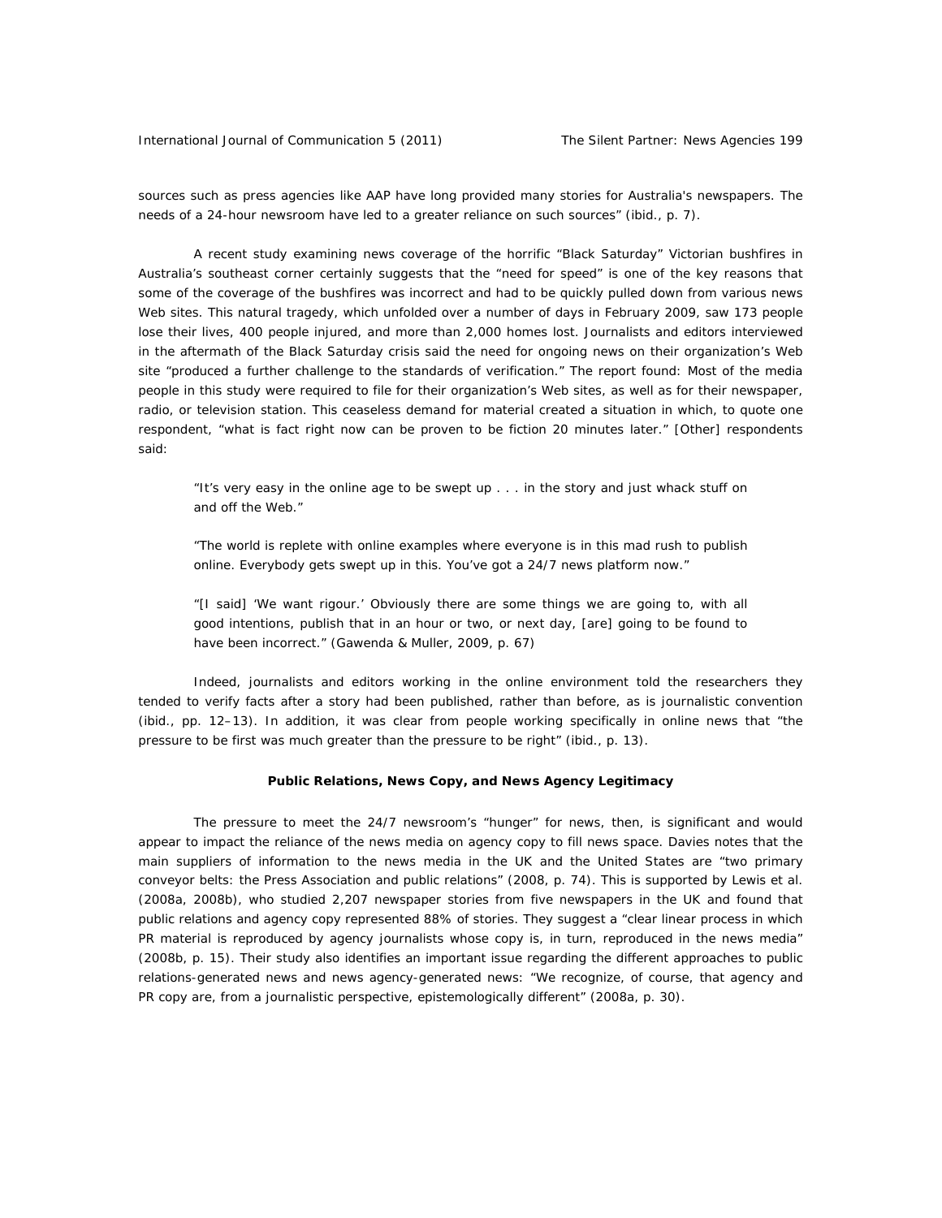sources such as press agencies like AAP have long provided many stories for Australia's newspapers. The needs of a 24-hour newsroom have led to a greater reliance on such sources" (ibid., p. 7).

A recent study examining news coverage of the horrific "Black Saturday" Victorian bushfires in Australia's southeast corner certainly suggests that the "need for speed" is one of the key reasons that some of the coverage of the bushfires was incorrect and had to be quickly pulled down from various news Web sites. This natural tragedy, which unfolded over a number of days in February 2009, saw 173 people lose their lives, 400 people injured, and more than 2,000 homes lost. Journalists and editors interviewed in the aftermath of the Black Saturday crisis said the need for ongoing news on their organization's Web site "produced a further challenge to the standards of verification." The report found: Most of the media people in this study were required to file for their organization's Web sites, as well as for their newspaper, radio, or television station. This ceaseless demand for material created a situation in which, to quote one respondent, "what is fact right now can be proven to be fiction 20 minutes later." [Other] respondents said:

> "It's very easy in the online age to be swept up . . . in the story and just whack stuff on and off the Web."
>
> "The world is replete with online examples where everyone is in this mad rush to publish online. Everybody gets swept up in this. You've got a 24/7 news platform now."
>
> "[I said] 'We want rigour.' Obviously there are some things we are going to, with all good intentions, publish that in an hour or two, or next day, [are] going to be found to have been incorrect." (Gawenda & Muller, 2009, p. 67)

Indeed, journalists and editors working in the online environment told the researchers they tended to verify facts after a story had been published, rather than before, as is journalistic convention (ibid., pp. 12–13). In addition, it was clear from people working specifically in online news that "the pressure to be first was much greater than the pressure to be right" (ibid., p. 13).

### Public Relations, News Copy, and News Agency Legitimacy

The pressure to meet the 24/7 newsroom's "hunger" for news, then, is significant and would appear to impact the reliance of the news media on agency copy to fill news space. Davies notes that the main suppliers of information to the news media in the UK and the United States are "two primary conveyor belts: the Press Association and public relations" (2008, p. 74). This is supported by Lewis et al. (2008a, 2008b), who studied 2,207 newspaper stories from five newspapers in the UK and found that public relations and agency copy represented 88% of stories. They suggest a "clear linear process in which PR material is reproduced by agency journalists whose copy is, in turn, reproduced in the news media" (2008b, p. 15). Their study also identifies an important issue regarding the different approaches to public relations-generated news and news agency-generated news: "We recognize, of course, that agency and PR copy are, from a journalistic perspective, epistemologically different" (2008a, p. 30).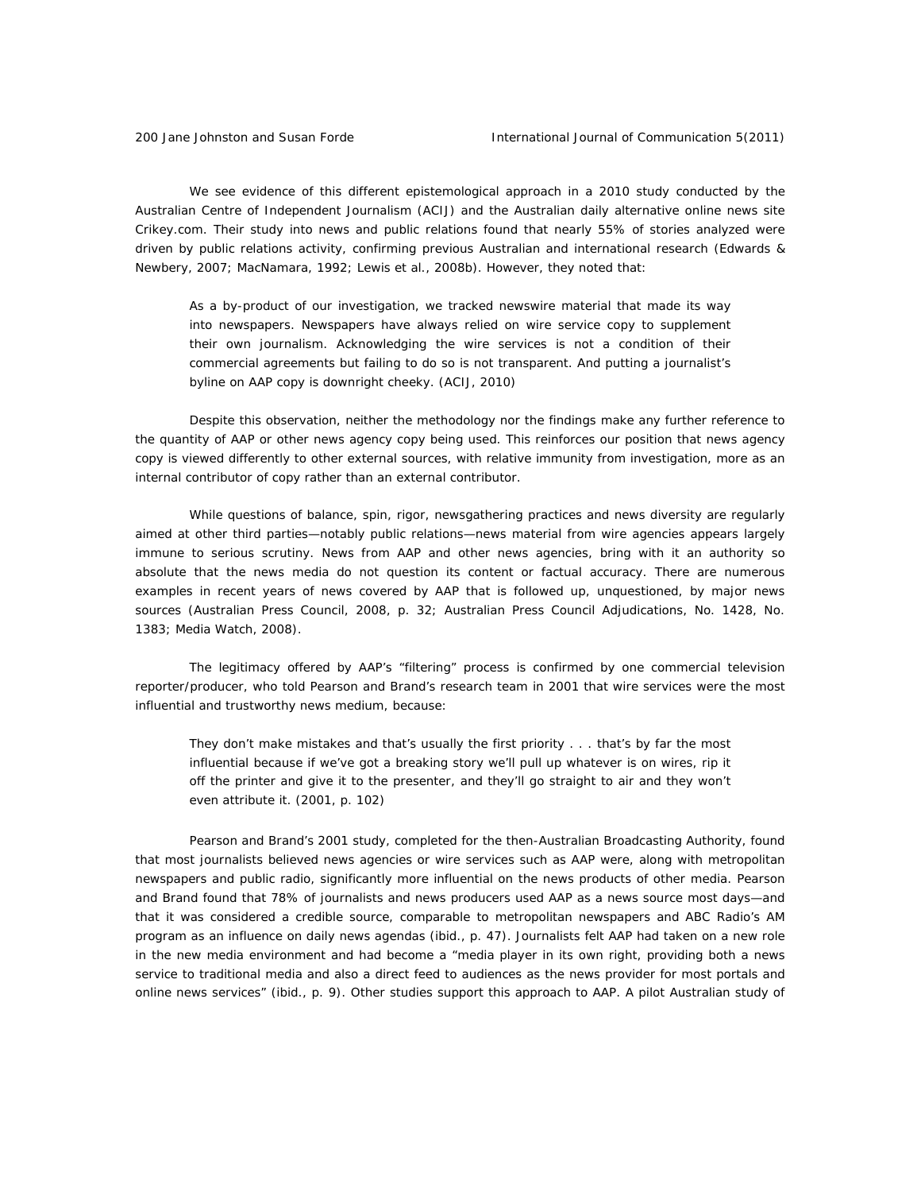We see evidence of this different epistemological approach in a 2010 study conducted by the Australian Centre of Independent Journalism (ACIJ) and the Australian daily alternative online news site Crikey.com. Their study into news and public relations found that nearly 55% of stories analyzed were driven by public relations activity, confirming previous Australian and international research (Edwards & Newbery, 2007; MacNamara, 1992; Lewis et al., 2008b). However, they noted that:

> As a by-product of our investigation, we tracked newswire material that made its way into newspapers. Newspapers have always relied on wire service copy to supplement their own journalism. Acknowledging the wire services is not a condition of their commercial agreements but failing to do so is not transparent. And putting a journalist's byline on AAP copy is downright cheeky. (ACIJ, 2010)

Despite this observation, neither the methodology nor the findings make any further reference to the quantity of AAP or other news agency copy being used. This reinforces our position that news agency copy is viewed differently to other external sources, with relative immunity from investigation, more as an internal contributor of copy rather than an external contributor.

While questions of balance, spin, rigor, newsgathering practices and news diversity are regularly aimed at other third parties—notably public relations—news material from wire agencies appears largely immune to serious scrutiny. News from AAP and other news agencies, bring with it an authority so absolute that the news media do not question its content or factual accuracy. There are numerous examples in recent years of news covered by AAP that is followed up, unquestioned, by major news sources (Australian Press Council, 2008, p. 32; Australian Press Council Adjudications, No. 1428, No. 1383; Media Watch, 2008).

The legitimacy offered by AAP's "filtering" process is confirmed by one commercial television reporter/producer, who told Pearson and Brand's research team in 2001 that wire services were the most influential and trustworthy news medium, because:

> They don't make mistakes and that's usually the first priority . . . that's by far the most influential because if we've got a breaking story we'll pull up whatever is on wires, rip it off the printer and give it to the presenter, and they'll go straight to air and they won't even attribute it. (2001, p. 102)

Pearson and Brand's 2001 study, completed for the then-Australian Broadcasting Authority, found that most journalists believed news agencies or wire services such as AAP were, along with metropolitan newspapers and public radio, significantly more influential on the news products of other media. Pearson and Brand found that 78% of journalists and news producers used AAP as a news source most days—and that it was considered a credible source, comparable to metropolitan newspapers and ABC Radio's AM program as an influence on daily news agendas (ibid., p. 47). Journalists felt AAP had taken on a new role in the new media environment and had become a "media player in its own right, providing both a news service to traditional media and also a direct feed to audiences as the news provider for most portals and online news services" (ibid., p. 9). Other studies support this approach to AAP. A pilot Australian study of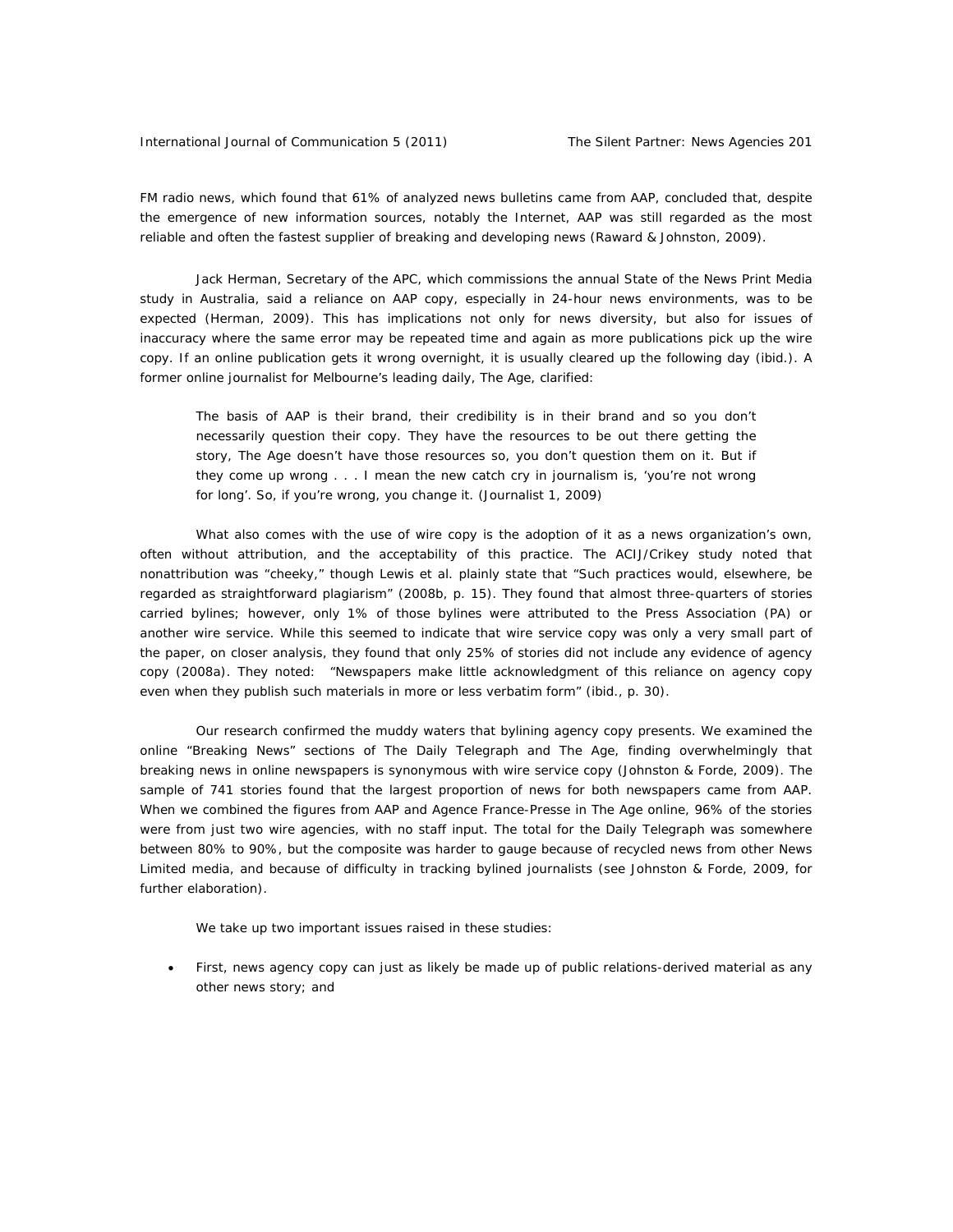FM radio news, which found that 61% of analyzed news bulletins came from AAP, concluded that, despite the emergence of new information sources, notably the Internet, AAP was still regarded as the most reliable and often the fastest supplier of breaking and developing news (Raward & Johnston, 2009).

Jack Herman, Secretary of the APC, which commissions the annual State of the News Print Media study in Australia, said a reliance on AAP copy, especially in 24-hour news environments, was to be expected (Herman, 2009). This has implications not only for news diversity, but also for issues of inaccuracy where the same error may be repeated time and again as more publications pick up the wire copy. If an online publication gets it wrong overnight, it is usually cleared up the following day (ibid.). A former online journalist for Melbourne's leading daily, The Age, clarified:

> The basis of AAP is their brand, their credibility is in their brand and so you don't necessarily question their copy. They have the resources to be out there getting the story, The Age doesn't have those resources so, you don't question them on it. But if they come up wrong . . . I mean the new catch cry in journalism is, 'you're not wrong for long'. So, if you're wrong, you change it. (Journalist 1, 2009)

What also comes with the use of wire copy is the adoption of it as a news organization's own, often without attribution, and the acceptability of this practice. The ACIJ/Crikey study noted that nonattribution was "cheeky," though Lewis et al. plainly state that "Such practices would, elsewhere, be regarded as straightforward plagiarism" (2008b, p. 15). They found that almost three-quarters of stories carried bylines; however, only 1% of those bylines were attributed to the Press Association (PA) or another wire service. While this seemed to indicate that wire service copy was only a very small part of the paper, on closer analysis, they found that only 25% of stories did not include any evidence of agency copy (2008a). They noted: "Newspapers make little acknowledgment of this reliance on agency copy even when they publish such materials in more or less verbatim form" (ibid., p. 30).

Our research confirmed the muddy waters that bylining agency copy presents. We examined the online "Breaking News" sections of The Daily Telegraph and The Age, finding overwhelmingly that breaking news in online newspapers is synonymous with wire service copy (Johnston & Forde, 2009). The sample of 741 stories found that the largest proportion of news for both newspapers came from AAP. When we combined the figures from AAP and Agence France-Presse in The Age online, 96% of the stories were from just two wire agencies, with no staff input. The total for the Daily Telegraph was somewhere between 80% to 90%, but the composite was harder to gauge because of recycled news from other News Limited media, and because of difficulty in tracking bylined journalists (see Johnston & Forde, 2009, for further elaboration).

We take up two important issues raised in these studies:

- First, news agency copy can just as likely be made up of public relations-derived material as any other news story; and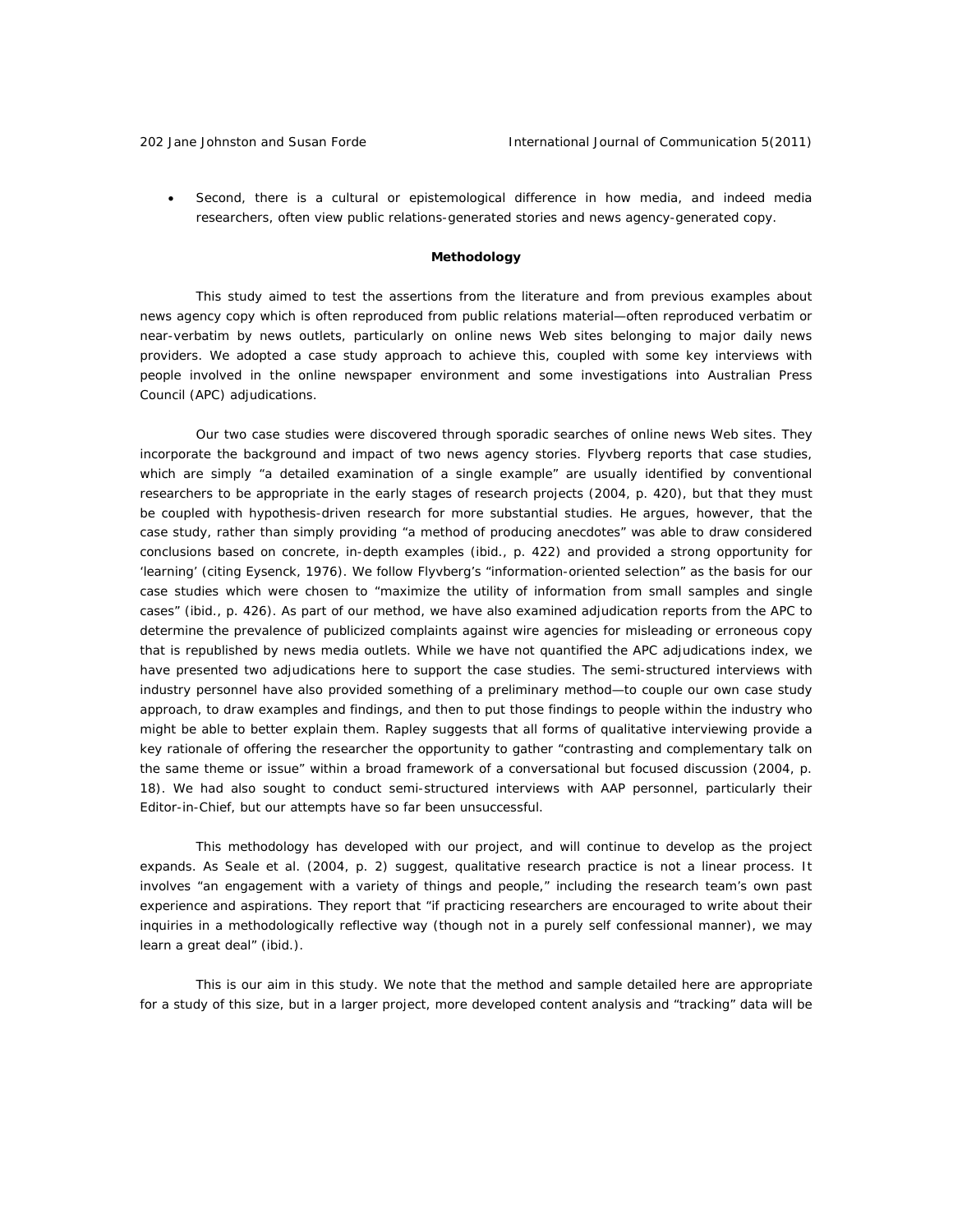- Second, there is a cultural or epistemological difference in how media, and indeed media researchers, often view public relations-generated stories and news agency-generated copy.

## Methodology

This study aimed to test the assertions from the literature and from previous examples about news agency copy which is often reproduced from public relations material—often reproduced verbatim or near-verbatim by news outlets, particularly on online news Web sites belonging to major daily news providers. We adopted a case study approach to achieve this, coupled with some key interviews with people involved in the online newspaper environment and some investigations into Australian Press Council (APC) adjudications.

Our two case studies were discovered through sporadic searches of online news Web sites. They incorporate the background and impact of two news agency stories. Flyvberg reports that case studies, which are simply "a detailed examination of a single example" are usually identified by conventional researchers to be appropriate in the early stages of research projects (2004, p. 420), but that they must be coupled with hypothesis-driven research for more substantial studies. He argues, however, that the case study, rather than simply providing "a method of producing anecdotes" was able to draw considered conclusions based on concrete, in-depth examples (ibid., p. 422) and provided a strong opportunity for 'learning' (citing Eysenck, 1976). We follow Flyvberg's "information-oriented selection" as the basis for our case studies which were chosen to "maximize the utility of information from small samples and single cases" (ibid., p. 426). As part of our method, we have also examined adjudication reports from the APC to determine the prevalence of publicized complaints against wire agencies for misleading or erroneous copy that is republished by news media outlets. While we have not quantified the APC adjudications index, we have presented two adjudications here to support the case studies. The semi-structured interviews with industry personnel have also provided something of a preliminary method—to couple our own case study approach, to draw examples and findings, and then to put those findings to people within the industry who might be able to better explain them. Rapley suggests that all forms of qualitative interviewing provide a key rationale of offering the researcher the opportunity to gather "contrasting and complementary talk on the same theme or issue" within a broad framework of a conversational but focused discussion (2004, p. 18). We had also sought to conduct semi-structured interviews with AAP personnel, particularly their Editor-in-Chief, but our attempts have so far been unsuccessful.

This methodology has developed with our project, and will continue to develop as the project expands. As Seale et al. (2004, p. 2) suggest, qualitative research practice is not a linear process. It involves "an engagement with a variety of things and people," including the research team's own past experience and aspirations. They report that "if practicing researchers are encouraged to write about their inquiries in a methodologically reflective way (though not in a purely self confessional manner), we may learn a great deal" (ibid.).

This is our aim in this study. We note that the method and sample detailed here are appropriate for a study of this size, but in a larger project, more developed content analysis and "tracking" data will be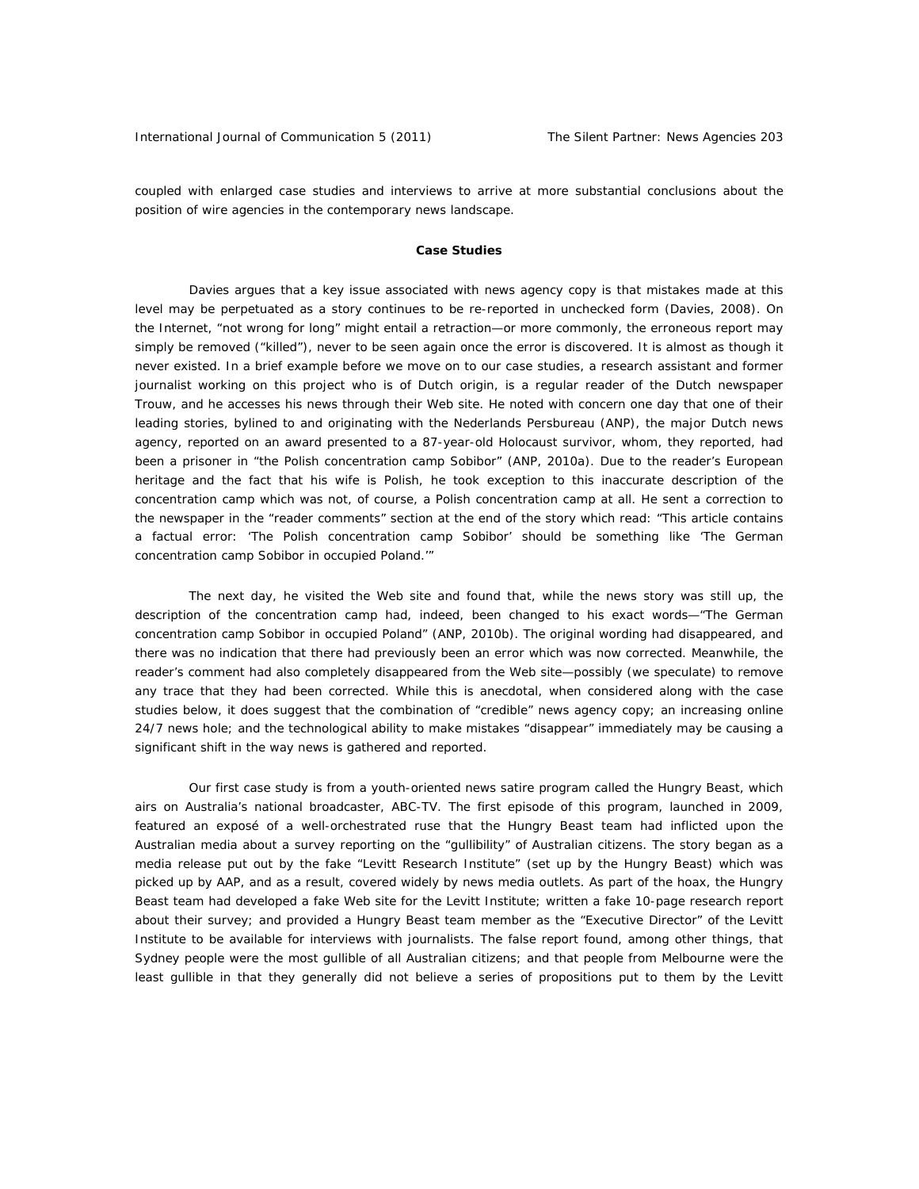coupled with enlarged case studies and interviews to arrive at more substantial conclusions about the position of wire agencies in the contemporary news landscape.

## Case Studies

Davies argues that a key issue associated with news agency copy is that mistakes made at this level may be perpetuated as a story continues to be re-reported in unchecked form (Davies, 2008). On the Internet, "not wrong for long" might entail a retraction—or more commonly, the erroneous report may simply be removed ("killed"), never to be seen again once the error is discovered. It is almost as though it never existed. In a brief example before we move on to our case studies, a research assistant and former journalist working on this project who is of Dutch origin, is a regular reader of the Dutch newspaper Trouw, and he accesses his news through their Web site. He noted with concern one day that one of their leading stories, bylined to and originating with the Nederlands Persbureau (ANP), the major Dutch news agency, reported on an award presented to a 87-year-old Holocaust survivor, whom, they reported, had been a prisoner in "the Polish concentration camp Sobibor" (ANP, 2010a). Due to the reader's European heritage and the fact that his wife is Polish, he took exception to this inaccurate description of the concentration camp which was not, of course, a Polish concentration camp at all. He sent a correction to the newspaper in the "reader comments" section at the end of the story which read: "This article contains a factual error: 'The Polish concentration camp Sobibor' should be something like 'The German concentration camp Sobibor in occupied Poland.'"

The next day, he visited the Web site and found that, while the news story was still up, the description of the concentration camp had, indeed, been changed to his exact words—"The German concentration camp Sobibor in occupied Poland" (ANP, 2010b). The original wording had disappeared, and there was no indication that there had previously been an error which was now corrected. Meanwhile, the reader's comment had also completely disappeared from the Web site—possibly (we speculate) to remove any trace that they had been corrected. While this is anecdotal, when considered along with the case studies below, it does suggest that the combination of "credible" news agency copy; an increasing online 24/7 news hole; and the technological ability to make mistakes "disappear" immediately may be causing a significant shift in the way news is gathered and reported.

Our first case study is from a youth-oriented news satire program called the Hungry Beast, which airs on Australia's national broadcaster, ABC-TV. The first episode of this program, launched in 2009, featured an exposé of a well-orchestrated ruse that the Hungry Beast team had inflicted upon the Australian media about a survey reporting on the "gullibility" of Australian citizens. The story began as a media release put out by the fake "Levitt Research Institute" (set up by the Hungry Beast) which was picked up by AAP, and as a result, covered widely by news media outlets. As part of the hoax, the Hungry Beast team had developed a fake Web site for the Levitt Institute; written a fake 10-page research report about their survey; and provided a Hungry Beast team member as the "Executive Director" of the Levitt Institute to be available for interviews with journalists. The false report found, among other things, that Sydney people were the most gullible of all Australian citizens; and that people from Melbourne were the least gullible in that they generally did not believe a series of propositions put to them by the Levitt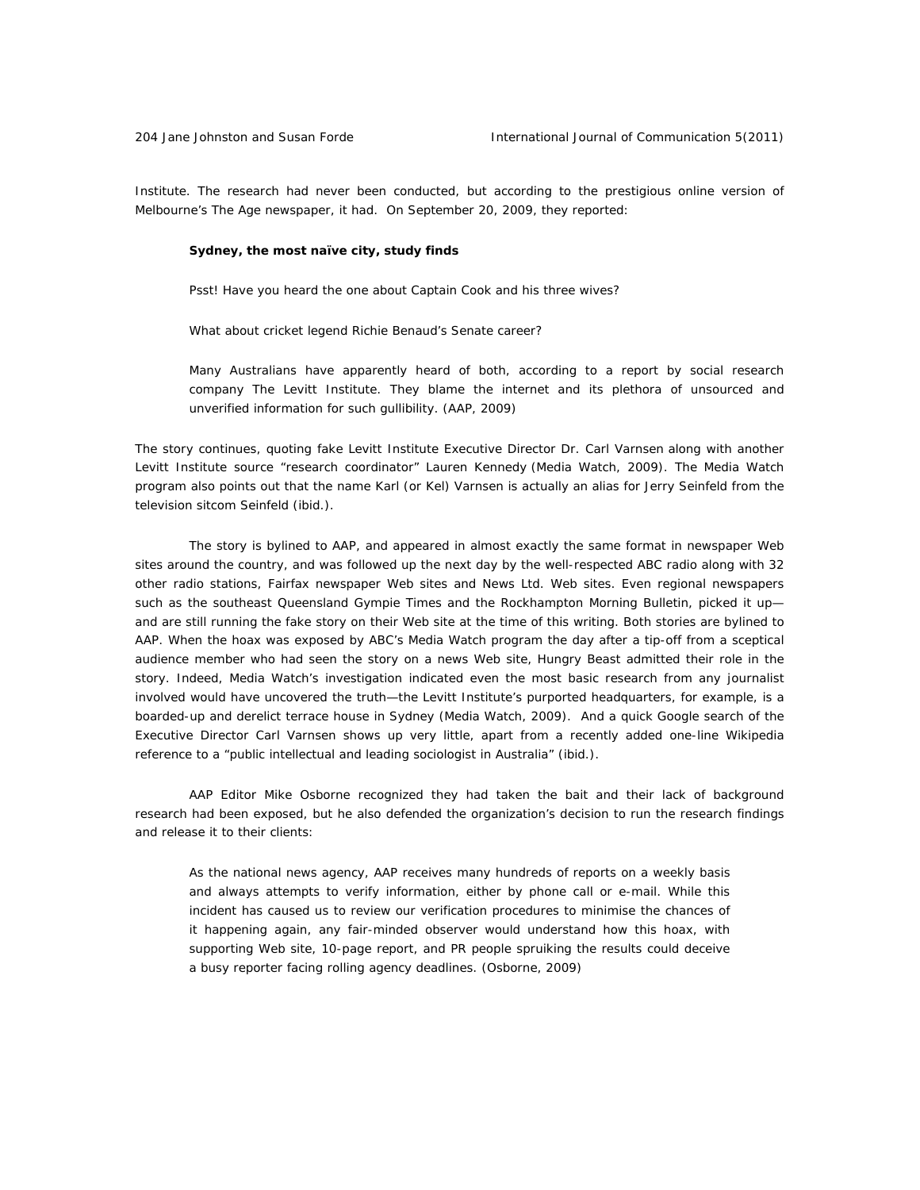Institute. The research had never been conducted, but according to the prestigious online version of Melbourne's *The Age* newspaper, it had. On September 20, 2009, they reported:

> ***Sydney, the most naïve city, study finds***
>
> *Psst! Have you heard the one about Captain Cook and his three wives?*
>
> *What about cricket legend Richie Benaud's Senate career?*
>
> *Many Australians have apparently heard of both, according to a report by social research company The Levitt Institute. They blame the internet and its plethora of unsourced and unverified information for such gullibility.* (AAP, 2009)

The story continues, quoting fake Levitt Institute Executive Director Dr. Carl Varnsen along with another Levitt Institute source "research coordinator" Lauren Kennedy (Media Watch, 2009). The *Media Watch* program also points out that the name Karl (or Kel) Varnsen is actually an alias for Jerry Seinfeld from the television sitcom *Seinfeld* (ibid.).

The story is bylined to AAP, and appeared in almost exactly the same format in newspaper Web sites around the country, and was followed up the next day by the well-respected ABC radio along with 32 other radio stations, Fairfax newspaper Web sites and News Ltd. Web sites. Even regional newspapers such as the southeast Queensland *Gympie Times* and the Rockhampton *Morning Bulletin*, picked it up—and are still running the fake story on their Web site at the time of this writing. Both stories are bylined to AAP. When the hoax was exposed by ABC's *Media Watch* program the day after a tip-off from a sceptical audience member who had seen the story on a news Web site, *Hungry Beast* admitted their role in the story. Indeed, *Media Watch*'s investigation indicated even the most basic research from any journalist involved would have uncovered the truth—the Levitt Institute's purported headquarters, for example, is a boarded-up and derelict terrace house in Sydney (Media Watch, 2009). And a quick Google search of the Executive Director Carl Varnsen shows up very little, apart from a recently added one-line Wikipedia reference to a "public intellectual and leading sociologist in Australia" (ibid.).

AAP Editor Mike Osborne recognized they had taken the bait and their lack of background research had been exposed, but he also defended the organization's decision to run the research findings and release it to their clients:

> As the national news agency, AAP receives many hundreds of reports on a weekly basis and always attempts to verify information, either by phone call or e-mail. While this incident has caused us to review our verification procedures to minimise the chances of it happening again, any fair-minded observer would understand how this hoax, with supporting Web site, 10-page report, and PR people spruiking the results could deceive a busy reporter facing rolling agency deadlines. (Osborne, 2009)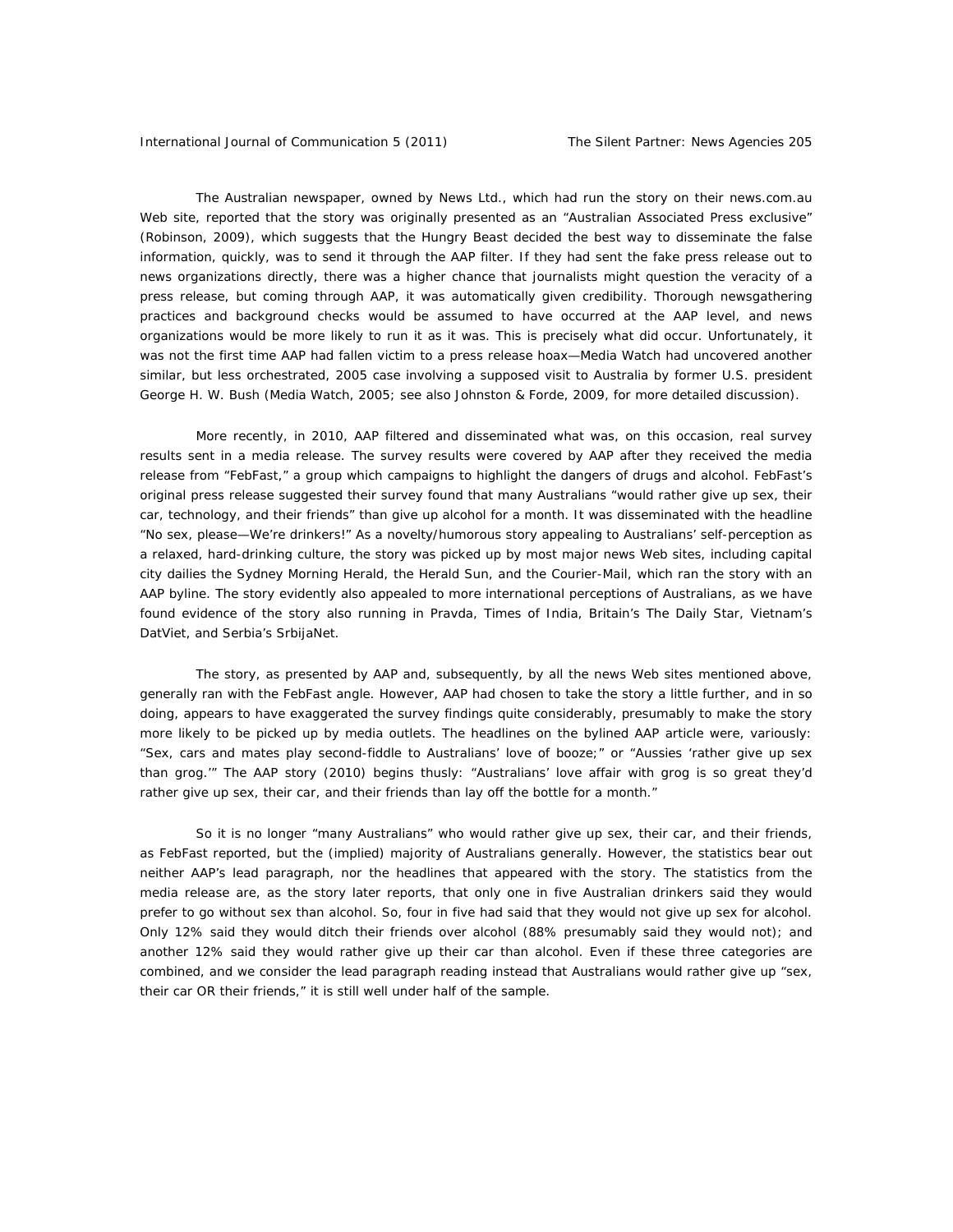*The Australian* newspaper, owned by News Ltd., which had run the story on their news.com.au Web site, reported that the story was originally presented as an "Australian Associated Press exclusive" (Robinson, 2009), which suggests that the Hungry Beast decided the best way to disseminate the false information, quickly, was to send it through the AAP filter. If they had sent the fake press release out to news organizations directly, there was a higher chance that journalists might question the veracity of a press release, but coming through AAP, it was automatically given credibility. Thorough newsgathering practices and background checks would be assumed to have occurred at the AAP level, and news organizations would be more likely to run it as it was. This is precisely what did occur. Unfortunately, it was not the first time AAP had fallen victim to a press release hoax—Media Watch had uncovered another similar, but less orchestrated, 2005 case involving a supposed visit to Australia by former U.S. president George H. W. Bush (Media Watch, 2005; see also Johnston & Forde, 2009, for more detailed discussion).

More recently, in 2010, AAP filtered and disseminated what was, on this occasion, real survey results sent in a media release. The survey results were covered by AAP after they received the media release from "FebFast," a group which campaigns to highlight the dangers of drugs and alcohol. FebFast's original press release suggested their survey found that many Australians "would rather give up sex, their car, technology, and their friends" than give up alcohol for a month. It was disseminated with the headline "No sex, please—We're drinkers!" As a novelty/humorous story appealing to Australians' self-perception as a relaxed, hard-drinking culture, the story was picked up by most major news Web sites, including capital city dailies the *Sydney Morning Herald*, the *Herald Sun*, and the *Courier-Mail*, which ran the story with an AAP byline. The story evidently also appealed to more international perceptions of Australians, as we have found evidence of the story also running in *Pravda*, *Times of India*, Britain's *The Daily Star*, Vietnam's *DatViet*, and Serbia's *SrbijaNet*.

The story, as presented by AAP and, subsequently, by all the news Web sites mentioned above, generally ran with the FebFast angle. However, AAP had chosen to take the story a little further, and in so doing, appears to have exaggerated the survey findings quite considerably, presumably to make the story more likely to be picked up by media outlets. The headlines on the bylined AAP article were, variously: "Sex, cars and mates play second-fiddle to Australians' love of booze;" or "Aussies 'rather give up sex than grog.'" The AAP story (2010) begins thusly: "Australians' love affair with grog is so great they'd rather give up sex, their car, and their friends than lay off the bottle for a month."

So it is no longer "many Australians" who would rather give up sex, their car, and their friends, as FebFast reported, but the (implied) majority of Australians generally. However, the statistics bear out neither AAP's lead paragraph, nor the headlines that appeared with the story. The statistics from the media release are, as the story later reports, that only one in five Australian drinkers said they would prefer to go without sex than alcohol. So, four in five had said that they would not give up sex for alcohol. Only 12% said they would ditch their friends over alcohol (88% presumably said they would not); and another 12% said they would rather give up their car than alcohol. Even if these three categories are combined, and we consider the lead paragraph reading instead that Australians would rather give up "sex, their car OR their friends," it is still well under half of the sample.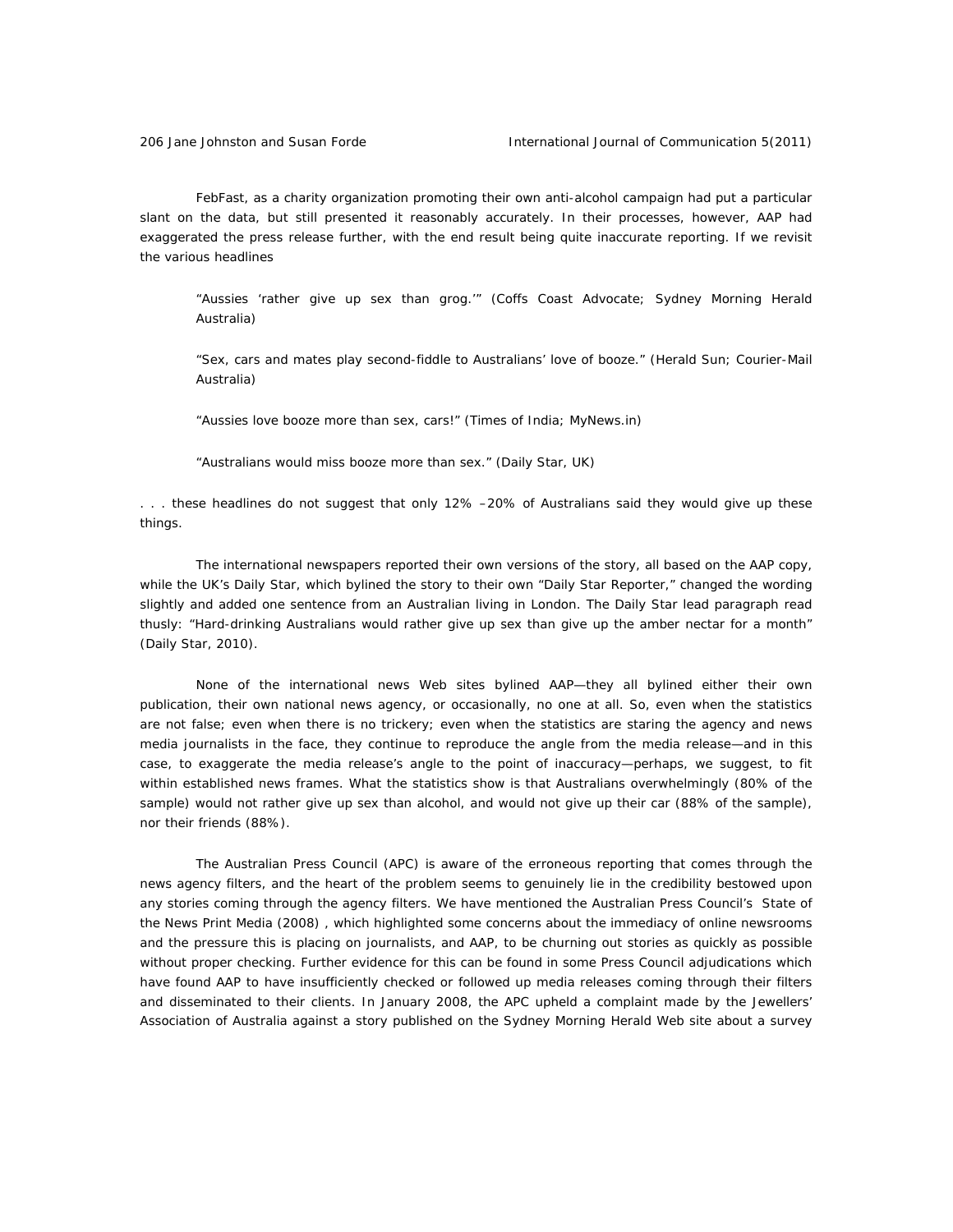FebFast, as a charity organization promoting their own anti-alcohol campaign had put a particular slant on the data, but still presented it reasonably accurately. In their processes, however, AAP had exaggerated the press release further, with the end result being quite inaccurate reporting. If we revisit the various headlines

> "Aussies 'rather give up sex than grog.'" (Coffs Coast Advocate; Sydney Morning Herald Australia)
>
> "Sex, cars and mates play second-fiddle to Australians' love of booze." (Herald Sun; Courier-Mail Australia)
>
> "Aussies love booze more than sex, cars!" (Times of India; MyNews.in)
>
> "Australians would miss booze more than sex." (Daily Star, UK)

. . . these headlines do not suggest that only 12% –20% of Australians said they would give up these things.

The international newspapers reported their own versions of the story, all based on the AAP copy, while the UK's Daily Star, which bylined the story to their own "Daily Star Reporter," changed the wording slightly and added one sentence from an Australian living in London. The Daily Star lead paragraph read thusly: "Hard-drinking Australians would rather give up sex than give up the amber nectar for a month" (Daily Star, 2010).

None of the international news Web sites bylined AAP—they all bylined either their own publication, their own national news agency, or occasionally, no one at all. So, even when the statistics are not false; even when there is no trickery; even when the statistics are staring the agency and news media journalists in the face, they continue to reproduce the angle from the media release—and in this case, to exaggerate the media release's angle to the point of inaccuracy—perhaps, we suggest, to fit within established news frames. What the statistics show is that Australians overwhelmingly (80% of the sample) would not rather give up sex than alcohol, and would not give up their car (88% of the sample), nor their friends (88%).

The Australian Press Council (APC) is aware of the erroneous reporting that comes through the news agency filters, and the heart of the problem seems to genuinely lie in the credibility bestowed upon any stories coming through the agency filters. We have mentioned the Australian Press Council's *State of the News Print Media (2008)*, which highlighted some concerns about the immediacy of online newsrooms and the pressure this is placing on journalists, and AAP, to be churning out stories as quickly as possible without proper checking. Further evidence for this can be found in some Press Council adjudications which have found AAP to have insufficiently checked or followed up media releases coming through their filters and disseminated to their clients. In January 2008, the APC upheld a complaint made by the Jewellers' Association of Australia against a story published on the Sydney Morning Herald Web site about a survey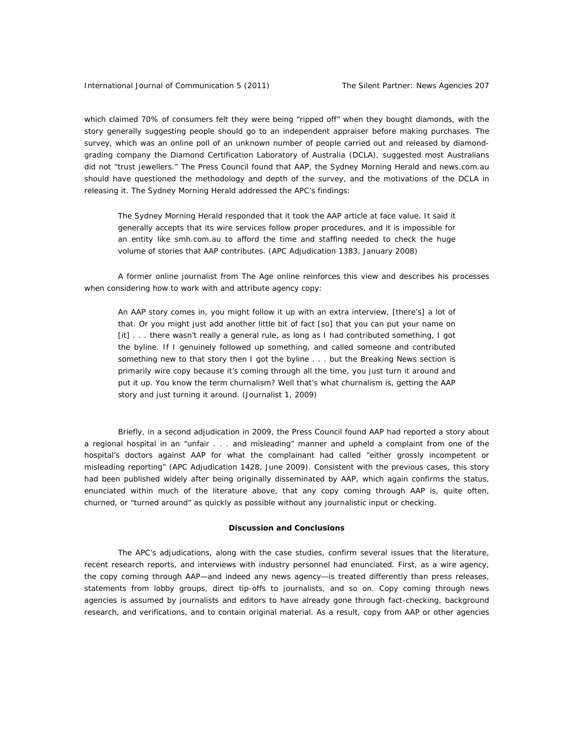which claimed 70% of consumers felt they were being "ripped off" when they bought diamonds, with the story generally suggesting people should go to an independent appraiser before making purchases. The survey, which was an online poll of an unknown number of people carried out and released by diamond-grading company the Diamond Certification Laboratory of Australia (DCLA), suggested most Australians did not "trust jewellers." The Press Council found that AAP, the Sydney Morning Herald and news.com.au should have questioned the methodology and depth of the survey, and the motivations of the DCLA in releasing it. The Sydney Morning Herald addressed the APC's findings:

> The Sydney Morning Herald responded that it took the AAP article at face value. It said it generally accepts that its wire services follow proper procedures, and it is impossible for an entity like smh.com.au to afford the time and staffing needed to check the huge volume of stories that AAP contributes. (APC Adjudication 1383, January 2008)

A former online journalist from The Age online reinforces this view and describes his processes when considering how to work with and attribute agency copy:

> An AAP story comes in, you might follow it up with an extra interview, [there's] a lot of that. Or you might just add another little bit of fact [so] that you can put your name on [it] . . . there wasn't really a general rule, as long as I had contributed something, I got the byline. If I genuinely followed up something, and called someone and contributed something new to that story then I got the byline . . . but the Breaking News section is primarily wire copy because it's coming through all the time, you just turn it around and put it up. You know the term churnalism? Well that's what churnalism is, getting the AAP story and just turning it around. (Journalist 1, 2009)

Briefly, in a second adjudication in 2009, the Press Council found AAP had reported a story about a regional hospital in an "unfair . . . and misleading" manner and upheld a complaint from one of the hospital's doctors against AAP for what the complainant had called "either grossly incompetent or misleading reporting" (APC Adjudication 1428, June 2009). Consistent with the previous cases, this story had been published widely after being originally disseminated by AAP, which again confirms the status, enunciated within much of the literature above, that any copy coming through AAP is, quite often, churned, or "turned around" as quickly as possible without any journalistic input or checking.

## Discussion and Conclusions

The APC's adjudications, along with the case studies, confirm several issues that the literature, recent research reports, and interviews with industry personnel had enunciated. First, as a wire agency, the copy coming through AAP—and indeed any news agency—is treated differently than press releases, statements from lobby groups, direct tip-offs to journalists, and so on. Copy coming through news agencies is assumed by journalists and editors to have already gone through fact-checking, background research, and verifications, and to contain original material. As a result, copy from AAP or other agencies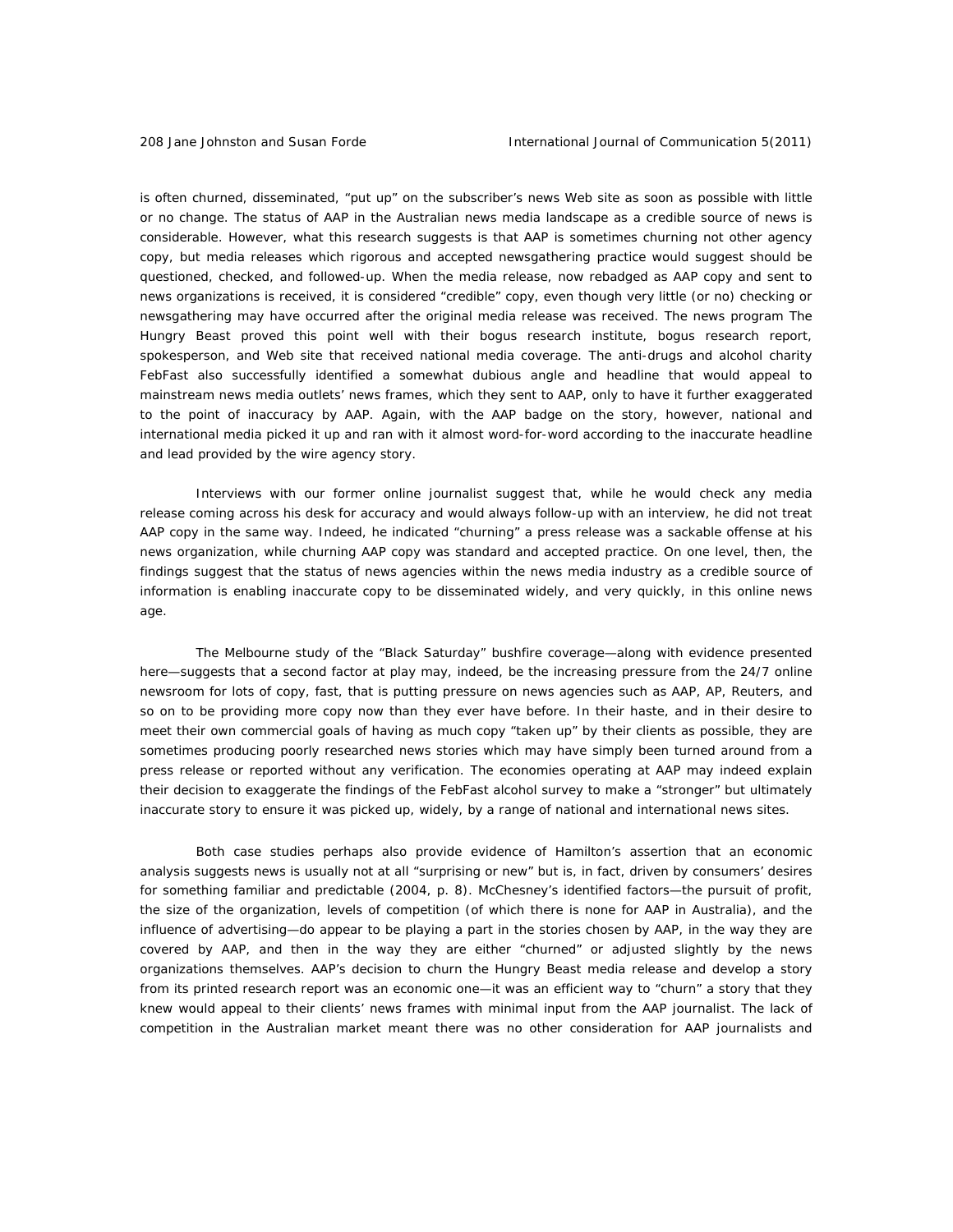is often churned, disseminated, "put up" on the subscriber's news Web site as soon as possible with little or no change. The status of AAP in the Australian news media landscape as a credible source of news is considerable. However, what this research suggests is that AAP is sometimes churning not other agency copy, but media releases which rigorous and accepted newsgathering practice would suggest should be questioned, checked, and followed-up. When the media release, now rebadged as AAP copy and sent to news organizations is received, it is considered "credible" copy, even though very little (or no) checking or newsgathering may have occurred after the original media release was received. The news program *The Hungry Beast* proved this point well with their bogus research institute, bogus research report, spokesperson, and Web site that received national media coverage. The anti-drugs and alcohol charity FebFast also successfully identified a somewhat dubious angle and headline that would appeal to mainstream news media outlets' news frames, which they sent to AAP, only to have it further exaggerated to the point of inaccuracy by AAP. Again, with the AAP badge on the story, however, national and international media picked it up and ran with it almost word-for-word according to the inaccurate headline and lead provided by the wire agency story.

Interviews with our former online journalist suggest that, while he would check any media release coming across his desk for accuracy and would always follow-up with an interview, he did not treat AAP copy in the same way. Indeed, he indicated "churning" a press release was a sackable offense at his news organization, while churning AAP copy was standard and accepted practice. On one level, then, the findings suggest that the status of news agencies within the news media industry as a credible source of information is enabling inaccurate copy to be disseminated widely, and very quickly, in this online news age.

The Melbourne study of the "Black Saturday" bushfire coverage—along with evidence presented here—suggests that a second factor at play may, indeed, be the increasing pressure from the 24/7 online newsroom for lots of copy, fast, that is putting pressure on news agencies such as AAP, AP, Reuters, and so on to be providing more copy now than they ever have before. In their haste, and in their desire to meet their own commercial goals of having as much copy "taken up" by their clients as possible, they are sometimes producing poorly researched news stories which may have simply been turned around from a press release or reported without any verification. The economies operating at AAP may indeed explain their decision to exaggerate the findings of the FebFast alcohol survey to make a "stronger" but ultimately inaccurate story to ensure it was picked up, widely, by a range of national and international news sites.

Both case studies perhaps also provide evidence of Hamilton's assertion that an economic analysis suggests news is usually not at all "surprising or new" but is, in fact, driven by consumers' desires for something familiar and predictable (2004, p. 8). McChesney's identified factors—the pursuit of profit, the size of the organization, levels of competition (of which there is none for AAP in Australia), and the influence of advertising—do appear to be playing a part in the stories chosen by AAP, in the way they are covered by AAP, and then in the way they are either "churned" or adjusted slightly by the news organizations themselves. AAP's decision to churn the Hungry Beast media release and develop a story from its printed research report was an economic one—it was an efficient way to "churn" a story that they knew would appeal to their clients' news frames with minimal input from the AAP journalist. The lack of competition in the Australian market meant there was no other consideration for AAP journalists and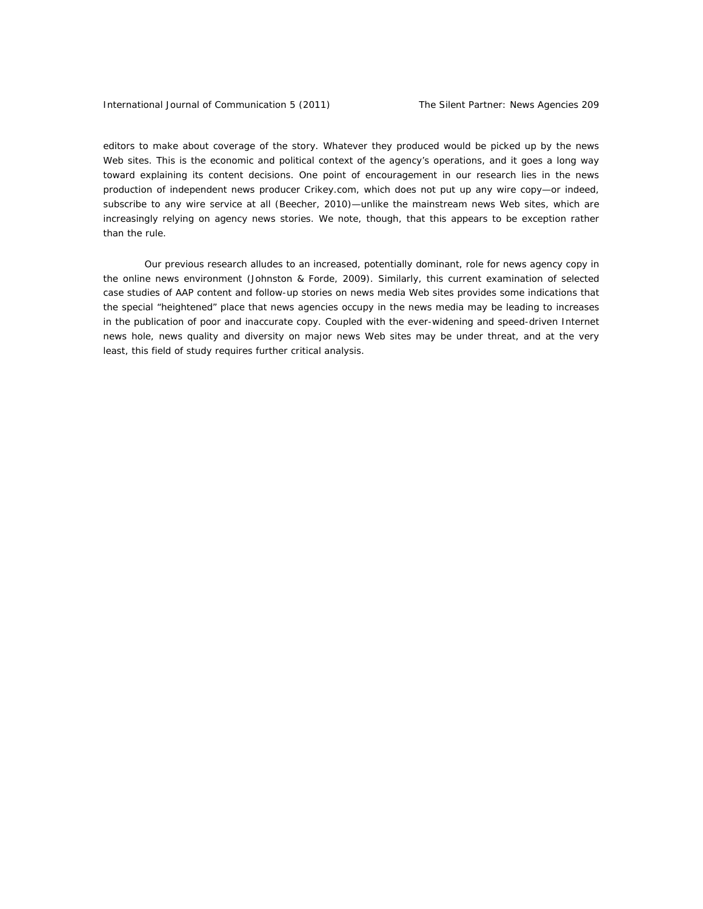editors to make about coverage of the story. Whatever they produced would be picked up by the news Web sites. This is the economic and political context of the agency's operations, and it goes a long way toward explaining its content decisions. One point of encouragement in our research lies in the news production of independent news producer Crikey.com, which does not put up any wire copy—or indeed, subscribe to any wire service at all (Beecher, 2010)—unlike the mainstream news Web sites, which are increasingly relying on agency news stories. We note, though, that this appears to be exception rather than the rule.

Our previous research alludes to an increased, potentially dominant, role for news agency copy in the online news environment (Johnston & Forde, 2009). Similarly, this current examination of selected case studies of AAP content and follow-up stories on news media Web sites provides some indications that the special "heightened" place that news agencies occupy in the news media may be leading to increases in the publication of poor and inaccurate copy. Coupled with the ever-widening and speed-driven Internet news hole, news quality and diversity on major news Web sites may be under threat, and at the very least, this field of study requires further critical analysis.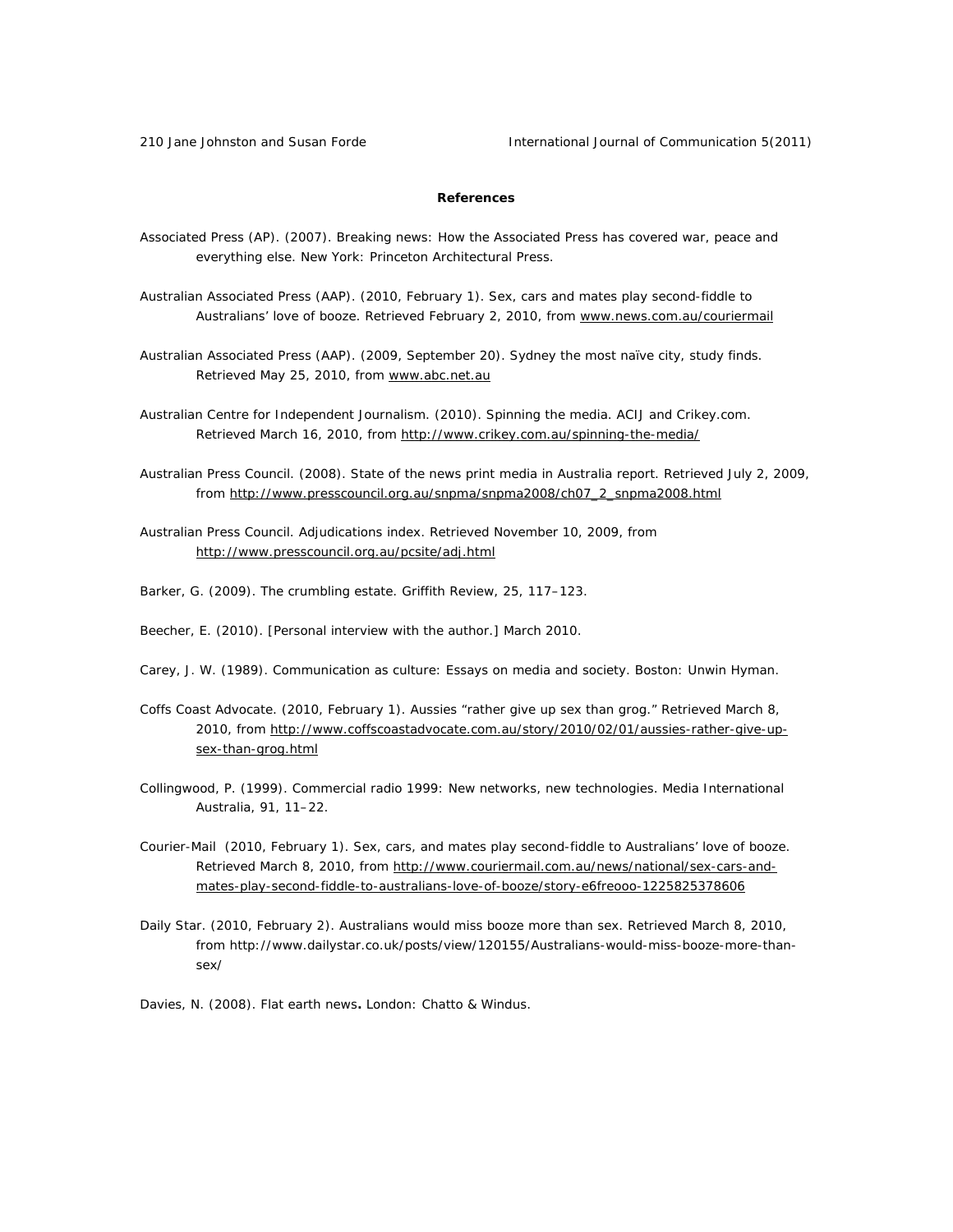**References**

Associated Press (AP). (2007). Breaking news: How the Associated Press has covered war, peace and everything else. New York: Princeton Architectural Press.

Australian Associated Press (AAP). (2010, February 1). Sex, cars and mates play second-fiddle to Australians' love of booze. Retrieved February 2, 2010, from www.news.com.au/couriermail

Australian Associated Press (AAP). (2009, September 20). Sydney the most naïve city, study finds. Retrieved May 25, 2010, from www.abc.net.au

Australian Centre for Independent Journalism. (2010). Spinning the media. ACIJ and Crikey.com. Retrieved March 16, 2010, from http://www.crikey.com.au/spinning-the-media/

Australian Press Council. (2008). State of the news print media in Australia report. Retrieved July 2, 2009, from http://www.presscouncil.org.au/snpma/snpma2008/ch07_2_snpma2008.html

Australian Press Council. Adjudications index. Retrieved November 10, 2009, from http://www.presscouncil.org.au/pcsite/adj.html

Barker, G. (2009). The crumbling estate. Griffith Review, 25, 117–123.

Beecher, E. (2010). [Personal interview with the author.] March 2010.

Carey, J. W. (1989). Communication as culture: Essays on media and society. Boston: Unwin Hyman.

Coffs Coast Advocate. (2010, February 1). Aussies "rather give up sex than grog." Retrieved March 8, 2010, from http://www.coffscoastadvocate.com.au/story/2010/02/01/aussies-rather-give-up-sex-than-grog.html

Collingwood, P. (1999). Commercial radio 1999: New networks, new technologies. Media International Australia, 91, 11–22.

Courier-Mail (2010, February 1). Sex, cars, and mates play second-fiddle to Australians' love of booze. Retrieved March 8, 2010, from http://www.couriermail.com.au/news/national/sex-cars-and-mates-play-second-fiddle-to-australians-love-of-booze/story-e6freooo-1225825378606

Daily Star. (2010, February 2). Australians would miss booze more than sex. Retrieved March 8, 2010, from http://www.dailystar.co.uk/posts/view/120155/Australians-would-miss-booze-more-than-sex/

Davies, N. (2008). Flat earth news**.** London: Chatto & Windus.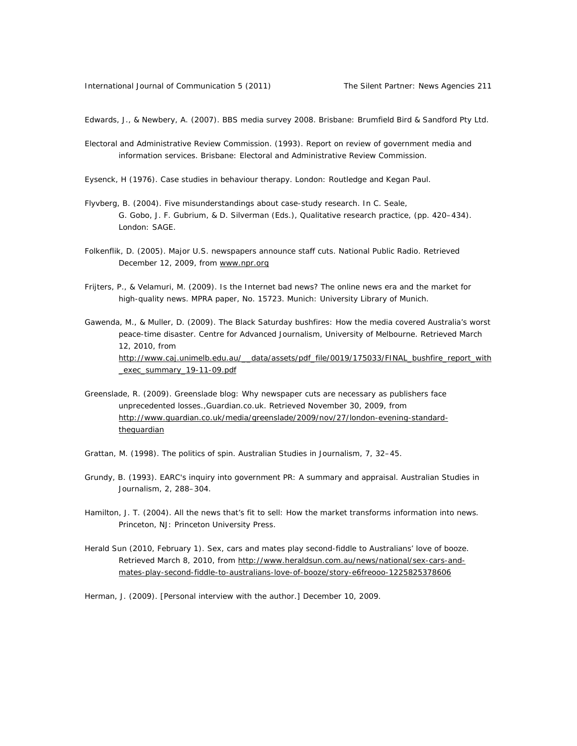Edwards, J., & Newbery, A. (2007). BBS media survey 2008. Brisbane: Brumfield Bird & Sandford Pty Ltd.

Electoral and Administrative Review Commission. (1993). Report on review of government media and information services. Brisbane: Electoral and Administrative Review Commission.

Eysenck, H (1976). Case studies in behaviour therapy. London: Routledge and Kegan Paul.

Flyvberg, B. (2004). Five misunderstandings about case-study research. In C. Seale, G. Gobo, J. F. Gubrium, & D. Silverman (Eds.), Qualitative research practice, (pp. 420–434). London: SAGE.

Folkenflik, D. (2005). Major U.S. newspapers announce staff cuts. National Public Radio. Retrieved December 12, 2009, from www.npr.org

Frijters, P., & Velamuri, M. (2009). Is the Internet bad news? The online news era and the market for high-quality news. MPRA paper, No. 15723. Munich: University Library of Munich.

Gawenda, M., & Muller, D. (2009). The Black Saturday bushfires: How the media covered Australia's worst peace-time disaster. Centre for Advanced Journalism, University of Melbourne. Retrieved March 12, 2010, from http://www.caj.unimelb.edu.au/__data/assets/pdf_file/0019/175033/FINAL_bushfire_report_with_exec_summary_19-11-09.pdf

Greenslade, R. (2009). Greenslade blog: Why newspaper cuts are necessary as publishers face unprecedented losses.,Guardian.co.uk. Retrieved November 30, 2009, from http://www.guardian.co.uk/media/greenslade/2009/nov/27/london-evening-standard-theguardian

Grattan, M. (1998). The politics of spin. Australian Studies in Journalism, 7, 32–45.

Grundy, B. (1993). EARC's inquiry into government PR: A summary and appraisal. Australian Studies in Journalism, 2, 288–304.

Hamilton, J. T. (2004). All the news that's fit to sell: How the market transforms information into news. Princeton, NJ: Princeton University Press.

Herald Sun (2010, February 1). Sex, cars and mates play second-fiddle to Australians' love of booze. Retrieved March 8, 2010, from http://www.heraldsun.com.au/news/national/sex-cars-and-mates-play-second-fiddle-to-australians-love-of-booze/story-e6freooo-1225825378606

Herman, J. (2009). [Personal interview with the author.] December 10, 2009.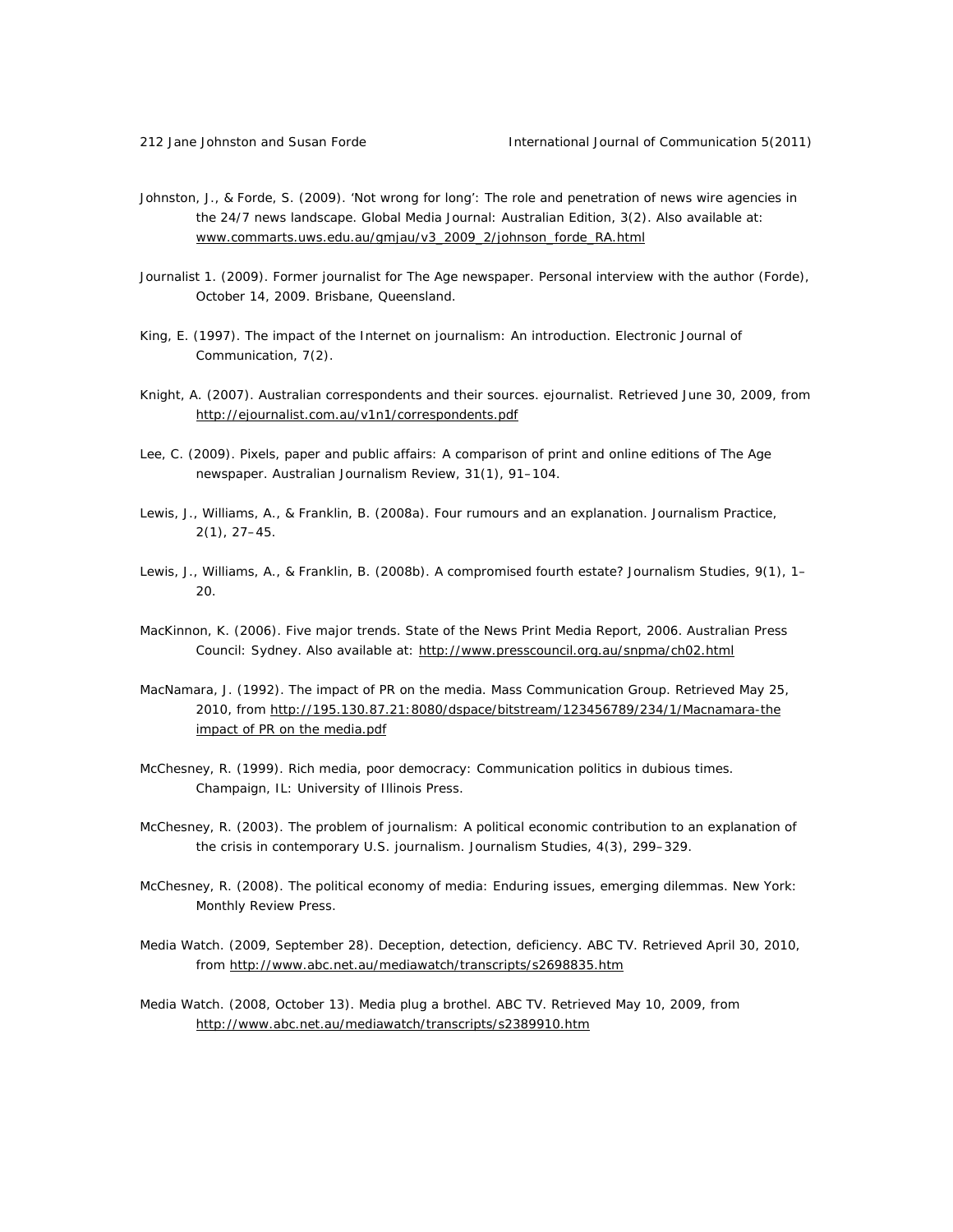Johnston, J., & Forde, S. (2009). 'Not wrong for long': The role and penetration of news wire agencies in the 24/7 news landscape. Global Media Journal: Australian Edition, 3(2). Also available at: www.commarts.uws.edu.au/gmjau/v3_2009_2/johnson_forde_RA.html

Journalist 1. (2009). Former journalist for The Age newspaper. Personal interview with the author (Forde), October 14, 2009. Brisbane, Queensland.

King, E. (1997). The impact of the Internet on journalism: An introduction. Electronic Journal of Communication, 7(2).

Knight, A. (2007). Australian correspondents and their sources. ejournalist. Retrieved June 30, 2009, from http://ejournalist.com.au/v1n1/correspondents.pdf

Lee, C. (2009). Pixels, paper and public affairs: A comparison of print and online editions of The Age newspaper. Australian Journalism Review, 31(1), 91–104.

Lewis, J., Williams, A., & Franklin, B. (2008a). Four rumours and an explanation. Journalism Practice, 2(1), 27–45.

Lewis, J., Williams, A., & Franklin, B. (2008b). A compromised fourth estate? Journalism Studies, 9(1), 1–20.

MacKinnon, K. (2006). Five major trends. State of the News Print Media Report, 2006. Australian Press Council: Sydney. Also available at: http://www.presscouncil.org.au/snpma/ch02.html

MacNamara, J. (1992). The impact of PR on the media. Mass Communication Group. Retrieved May 25, 2010, from http://195.130.87.21:8080/dspace/bitstream/123456789/234/1/Macnamara-the impact of PR on the media.pdf

McChesney, R. (1999). Rich media, poor democracy: Communication politics in dubious times. Champaign, IL: University of Illinois Press.

McChesney, R. (2003). The problem of journalism: A political economic contribution to an explanation of the crisis in contemporary U.S. journalism. Journalism Studies, 4(3), 299–329.

McChesney, R. (2008). The political economy of media: Enduring issues, emerging dilemmas. New York: Monthly Review Press.

Media Watch. (2009, September 28). Deception, detection, deficiency. ABC TV. Retrieved April 30, 2010, from http://www.abc.net.au/mediawatch/transcripts/s2698835.htm

Media Watch. (2008, October 13). Media plug a brothel. ABC TV. Retrieved May 10, 2009, from http://www.abc.net.au/mediawatch/transcripts/s2389910.htm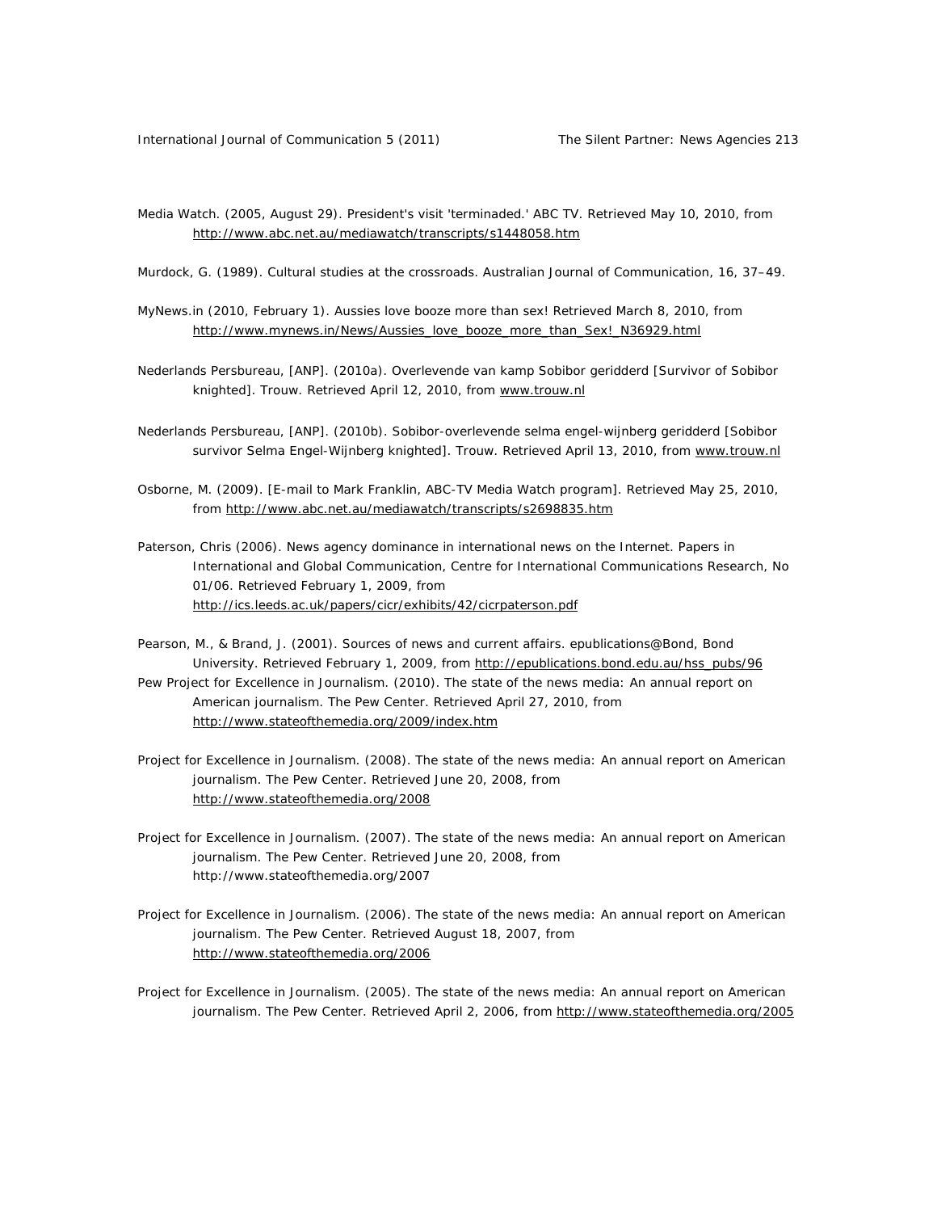Media Watch. (2005, August 29). President's visit 'terminaded.' ABC TV. Retrieved May 10, 2010, from http://www.abc.net.au/mediawatch/transcripts/s1448058.htm

Murdock, G. (1989). Cultural studies at the crossroads. Australian Journal of Communication, 16, 37–49.

MyNews.in (2010, February 1). Aussies love booze more than sex! Retrieved March 8, 2010, from http://www.mynews.in/News/Aussies_love_booze_more_than_Sex!_N36929.html

Nederlands Persbureau, [ANP]. (2010a). Overlevende van kamp Sobibor geridderd [Survivor of Sobibor knighted]. Trouw. Retrieved April 12, 2010, from www.trouw.nl

Nederlands Persbureau, [ANP]. (2010b). Sobibor-overlevende selma engel-wijnberg geridderd [Sobibor survivor Selma Engel-Wijnberg knighted]. Trouw. Retrieved April 13, 2010, from www.trouw.nl

Osborne, M. (2009). [E-mail to Mark Franklin, ABC-TV Media Watch program]. Retrieved May 25, 2010, from http://www.abc.net.au/mediawatch/transcripts/s2698835.htm

Paterson, Chris (2006). News agency dominance in international news on the Internet. Papers in International and Global Communication, Centre for International Communications Research, No 01/06. Retrieved February 1, 2009, from http://ics.leeds.ac.uk/papers/cicr/exhibits/42/cicrpaterson.pdf

Pearson, M., & Brand, J. (2001). Sources of news and current affairs. epublications@Bond, Bond University. Retrieved February 1, 2009, from http://epublications.bond.edu.au/hss_pubs/96

Pew Project for Excellence in Journalism. (2010). The state of the news media: An annual report on American journalism. The Pew Center. Retrieved April 27, 2010, from http://www.stateofthemedia.org/2009/index.htm

Project for Excellence in Journalism. (2008). The state of the news media: An annual report on American journalism. The Pew Center. Retrieved June 20, 2008, from http://www.stateofthemedia.org/2008

Project for Excellence in Journalism. (2007). The state of the news media: An annual report on American journalism. The Pew Center. Retrieved June 20, 2008, from http://www.stateofthemedia.org/2007

Project for Excellence in Journalism. (2006). The state of the news media: An annual report on American journalism. The Pew Center. Retrieved August 18, 2007, from http://www.stateofthemedia.org/2006

Project for Excellence in Journalism. (2005). The state of the news media: An annual report on American journalism. The Pew Center. Retrieved April 2, 2006, from http://www.stateofthemedia.org/2005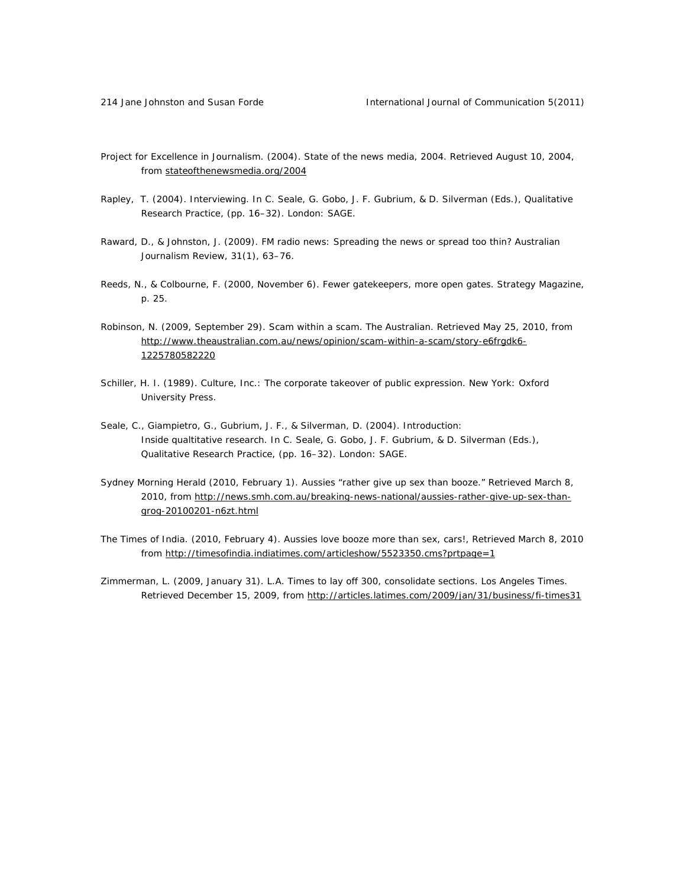Project for Excellence in Journalism. (2004). State of the news media, 2004. Retrieved August 10, 2004, from stateofthenewsmedia.org/2004

Rapley, T. (2004). Interviewing. In C. Seale, G. Gobo, J. F. Gubrium, & D. Silverman (Eds.), Qualitative Research Practice, (pp. 16–32). London: SAGE.

Raward, D., & Johnston, J. (2009). FM radio news: Spreading the news or spread too thin? Australian Journalism Review, 31(1), 63–76.

Reeds, N., & Colbourne, F. (2000, November 6). Fewer gatekeepers, more open gates. Strategy Magazine, p. 25.

Robinson, N. (2009, September 29). Scam within a scam. The Australian. Retrieved May 25, 2010, from http://www.theaustralian.com.au/news/opinion/scam-within-a-scam/story-e6frgdk6-1225780582220

Schiller, H. I. (1989). Culture, Inc.: The corporate takeover of public expression. New York: Oxford University Press.

Seale, C., Giampietro, G., Gubrium, J. F., & Silverman, D. (2004). Introduction: Inside qualtitative research. In C. Seale, G. Gobo, J. F. Gubrium, & D. Silverman (Eds.), Qualitative Research Practice, (pp. 16–32). London: SAGE.

Sydney Morning Herald (2010, February 1). Aussies "rather give up sex than booze." Retrieved March 8, 2010, from http://news.smh.com.au/breaking-news-national/aussies-rather-give-up-sex-than-grog-20100201-n6zt.html

The Times of India. (2010, February 4). Aussies love booze more than sex, cars!, Retrieved March 8, 2010 from http://timesofindia.indiatimes.com/articleshow/5523350.cms?prtpage=1

Zimmerman, L. (2009, January 31). L.A. Times to lay off 300, consolidate sections. Los Angeles Times. Retrieved December 15, 2009, from http://articles.latimes.com/2009/jan/31/business/fi-times31